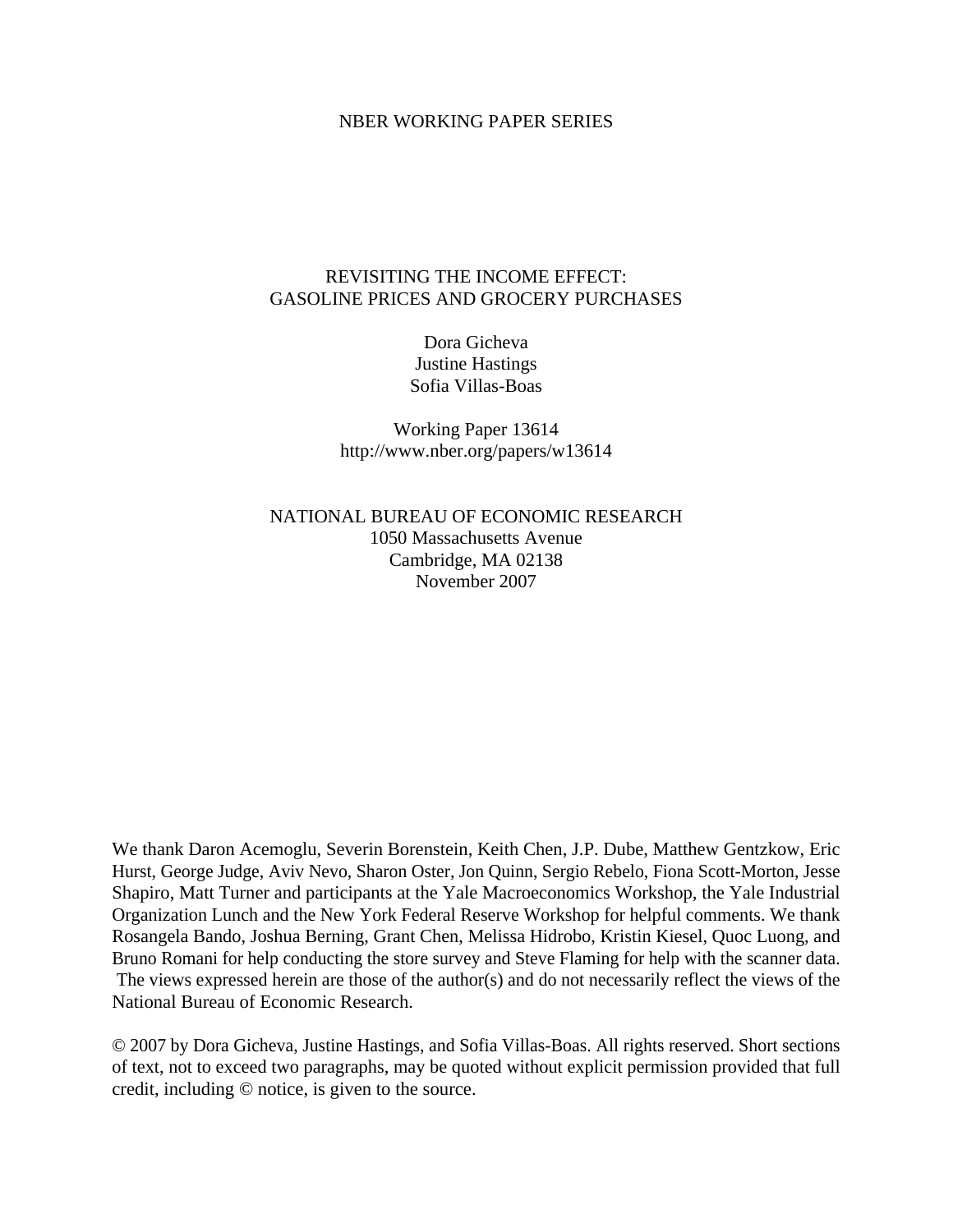NBER WORKING PAPER SERIES

# REVISITING THE INCOME EFFECT: GASOLINE PRICES AND GROCERY PURCHASES

Dora Gicheva
Justine Hastings
Sofia Villas-Boas

Working Paper 13614
http://www.nber.org/papers/w13614

NATIONAL BUREAU OF ECONOMIC RESEARCH
1050 Massachusetts Avenue
Cambridge, MA 02138
November 2007

We thank Daron Acemoglu, Severin Borenstein, Keith Chen, J.P. Dube, Matthew Gentzkow, Eric Hurst, George Judge, Aviv Nevo, Sharon Oster, Jon Quinn, Sergio Rebelo, Fiona Scott-Morton, Jesse Shapiro, Matt Turner and participants at the Yale Macroeconomics Workshop, the Yale Industrial Organization Lunch and the New York Federal Reserve Workshop for helpful comments. We thank Rosangela Bando, Joshua Berning, Grant Chen, Melissa Hidrobo, Kristin Kiesel, Quoc Luong, and Bruno Romani for help conducting the store survey and Steve Flaming for help with the scanner data. The views expressed herein are those of the author(s) and do not necessarily reflect the views of the National Bureau of Economic Research.

© 2007 by Dora Gicheva, Justine Hastings, and Sofia Villas-Boas. All rights reserved. Short sections of text, not to exceed two paragraphs, may be quoted without explicit permission provided that full credit, including © notice, is given to the source.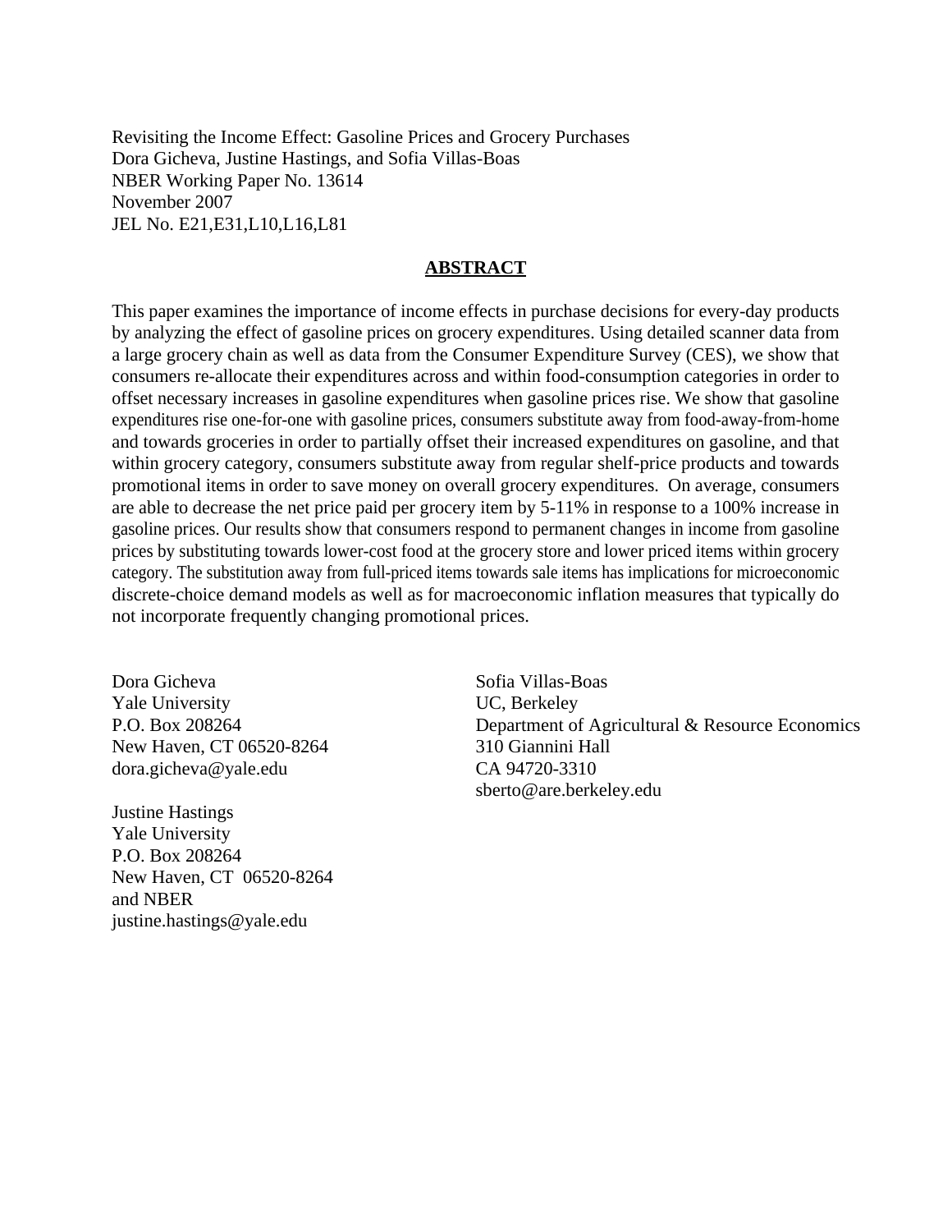Revisiting the Income Effect: Gasoline Prices and Grocery Purchases
Dora Gicheva, Justine Hastings, and Sofia Villas-Boas
NBER Working Paper No. 13614
November 2007
JEL No. E21,E31,L10,L16,L81

## ABSTRACT

This paper examines the importance of income effects in purchase decisions for every-day products by analyzing the effect of gasoline prices on grocery expenditures. Using detailed scanner data from a large grocery chain as well as data from the Consumer Expenditure Survey (CES), we show that consumers re-allocate their expenditures across and within food-consumption categories in order to offset necessary increases in gasoline expenditures when gasoline prices rise. We show that gasoline expenditures rise one-for-one with gasoline prices, consumers substitute away from food-away-from-home and towards groceries in order to partially offset their increased expenditures on gasoline, and that within grocery category, consumers substitute away from regular shelf-price products and towards promotional items in order to save money on overall grocery expenditures. On average, consumers are able to decrease the net price paid per grocery item by 5-11% in response to a 100% increase in gasoline prices. Our results show that consumers respond to permanent changes in income from gasoline prices by substituting towards lower-cost food at the grocery store and lower priced items within grocery category. The substitution away from full-priced items towards sale items has implications for microeconomic discrete-choice demand models as well as for macroeconomic inflation measures that typically do not incorporate frequently changing promotional prices.

Dora Gicheva
Yale University
P.O. Box 208264
New Haven, CT 06520-8264
dora.gicheva@yale.edu

Justine Hastings
Yale University
P.O. Box 208264
New Haven, CT 06520-8264
and NBER
justine.hastings@yale.edu

Sofia Villas-Boas
UC, Berkeley
Department of Agricultural & Resource Economics
310 Giannini Hall
CA 94720-3310
sberto@are.berkeley.edu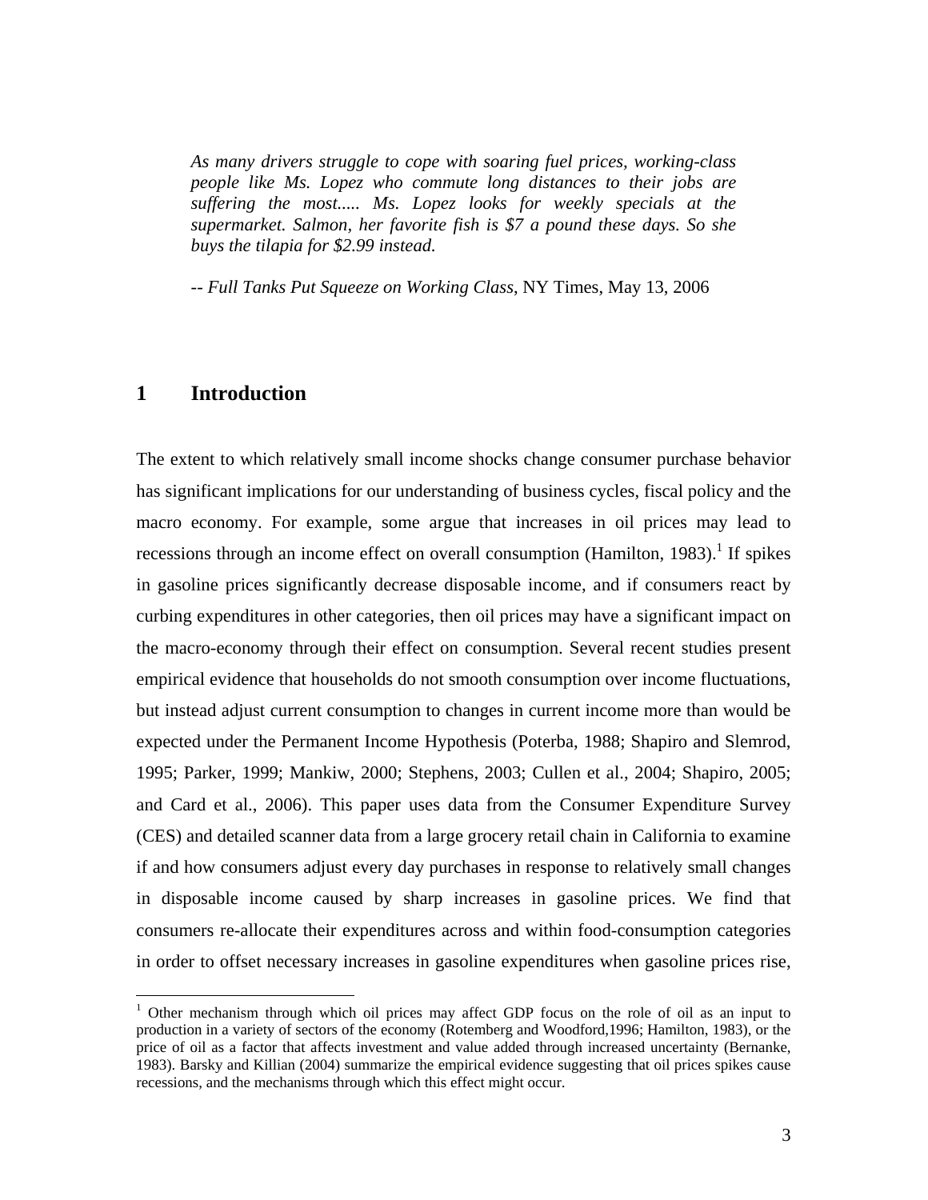*As many drivers struggle to cope with soaring fuel prices, working-class people like Ms. Lopez who commute long distances to their jobs are suffering the most..... Ms. Lopez looks for weekly specials at the supermarket. Salmon, her favorite fish is $7 a pound these days. So she buys the tilapia for $2.99 instead.*

-- *Full Tanks Put Squeeze on Working Class*, NY Times, May 13, 2006

## 1 Introduction

The extent to which relatively small income shocks change consumer purchase behavior has significant implications for our understanding of business cycles, fiscal policy and the macro economy. For example, some argue that increases in oil prices may lead to recessions through an income effect on overall consumption (Hamilton, 1983).[1] If spikes in gasoline prices significantly decrease disposable income, and if consumers react by curbing expenditures in other categories, then oil prices may have a significant impact on the macro-economy through their effect on consumption. Several recent studies present empirical evidence that households do not smooth consumption over income fluctuations, but instead adjust current consumption to changes in current income more than would be expected under the Permanent Income Hypothesis (Poterba, 1988; Shapiro and Slemrod, 1995; Parker, 1999; Mankiw, 2000; Stephens, 2003; Cullen et al., 2004; Shapiro, 2005; and Card et al., 2006). This paper uses data from the Consumer Expenditure Survey (CES) and detailed scanner data from a large grocery retail chain in California to examine if and how consumers adjust every day purchases in response to relatively small changes in disposable income caused by sharp increases in gasoline prices. We find that consumers re-allocate their expenditures across and within food-consumption categories in order to offset necessary increases in gasoline expenditures when gasoline prices rise,

[1] Other mechanism through which oil prices may affect GDP focus on the role of oil as an input to production in a variety of sectors of the economy (Rotemberg and Woodford,1996; Hamilton, 1983), or the price of oil as a factor that affects investment and value added through increased uncertainty (Bernanke, 1983). Barsky and Killian (2004) summarize the empirical evidence suggesting that oil prices spikes cause recessions, and the mechanisms through which this effect might occur.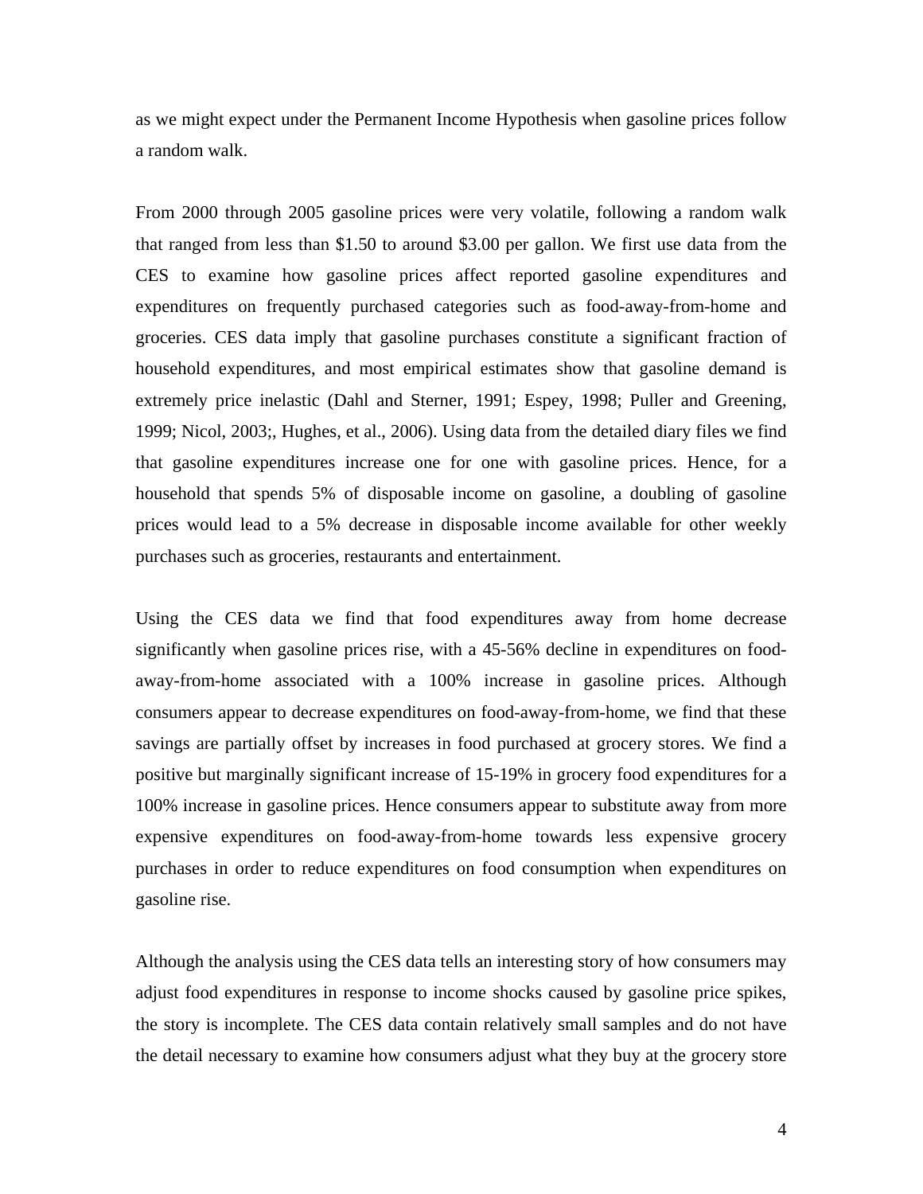as we might expect under the Permanent Income Hypothesis when gasoline prices follow a random walk.

From 2000 through 2005 gasoline prices were very volatile, following a random walk that ranged from less than $1.50 to around $3.00 per gallon. We first use data from the CES to examine how gasoline prices affect reported gasoline expenditures and expenditures on frequently purchased categories such as food-away-from-home and groceries. CES data imply that gasoline purchases constitute a significant fraction of household expenditures, and most empirical estimates show that gasoline demand is extremely price inelastic (Dahl and Sterner, 1991; Espey, 1998; Puller and Greening, 1999; Nicol, 2003;, Hughes, et al., 2006). Using data from the detailed diary files we find that gasoline expenditures increase one for one with gasoline prices. Hence, for a household that spends 5% of disposable income on gasoline, a doubling of gasoline prices would lead to a 5% decrease in disposable income available for other weekly purchases such as groceries, restaurants and entertainment.

Using the CES data we find that food expenditures away from home decrease significantly when gasoline prices rise, with a 45-56% decline in expenditures on food-away-from-home associated with a 100% increase in gasoline prices. Although consumers appear to decrease expenditures on food-away-from-home, we find that these savings are partially offset by increases in food purchased at grocery stores. We find a positive but marginally significant increase of 15-19% in grocery food expenditures for a 100% increase in gasoline prices. Hence consumers appear to substitute away from more expensive expenditures on food-away-from-home towards less expensive grocery purchases in order to reduce expenditures on food consumption when expenditures on gasoline rise.

Although the analysis using the CES data tells an interesting story of how consumers may adjust food expenditures in response to income shocks caused by gasoline price spikes, the story is incomplete. The CES data contain relatively small samples and do not have the detail necessary to examine how consumers adjust what they buy at the grocery store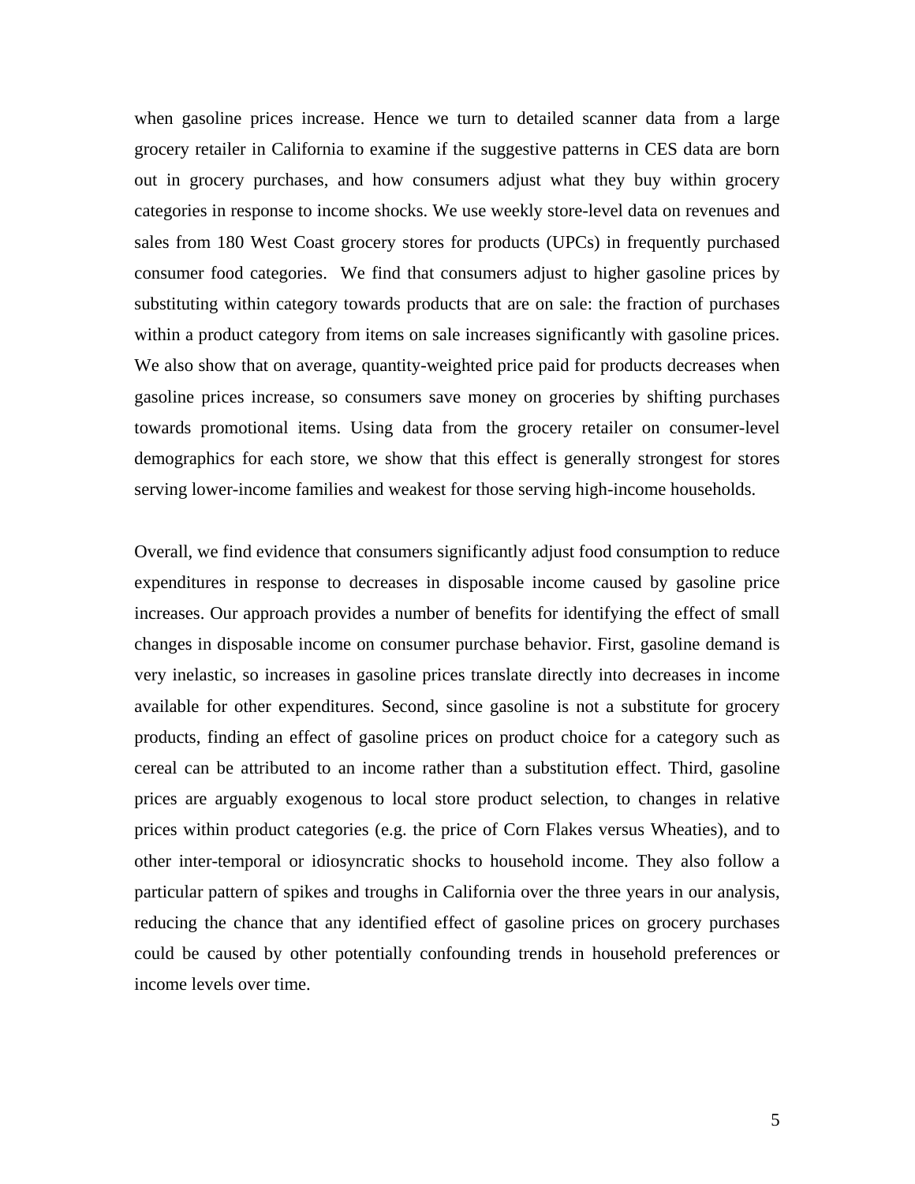when gasoline prices increase. Hence we turn to detailed scanner data from a large grocery retailer in California to examine if the suggestive patterns in CES data are born out in grocery purchases, and how consumers adjust what they buy within grocery categories in response to income shocks. We use weekly store-level data on revenues and sales from 180 West Coast grocery stores for products (UPCs) in frequently purchased consumer food categories. We find that consumers adjust to higher gasoline prices by substituting within category towards products that are on sale: the fraction of purchases within a product category from items on sale increases significantly with gasoline prices. We also show that on average, quantity-weighted price paid for products decreases when gasoline prices increase, so consumers save money on groceries by shifting purchases towards promotional items. Using data from the grocery retailer on consumer-level demographics for each store, we show that this effect is generally strongest for stores serving lower-income families and weakest for those serving high-income households.

Overall, we find evidence that consumers significantly adjust food consumption to reduce expenditures in response to decreases in disposable income caused by gasoline price increases. Our approach provides a number of benefits for identifying the effect of small changes in disposable income on consumer purchase behavior. First, gasoline demand is very inelastic, so increases in gasoline prices translate directly into decreases in income available for other expenditures. Second, since gasoline is not a substitute for grocery products, finding an effect of gasoline prices on product choice for a category such as cereal can be attributed to an income rather than a substitution effect. Third, gasoline prices are arguably exogenous to local store product selection, to changes in relative prices within product categories (e.g. the price of Corn Flakes versus Wheaties), and to other inter-temporal or idiosyncratic shocks to household income. They also follow a particular pattern of spikes and troughs in California over the three years in our analysis, reducing the chance that any identified effect of gasoline prices on grocery purchases could be caused by other potentially confounding trends in household preferences or income levels over time.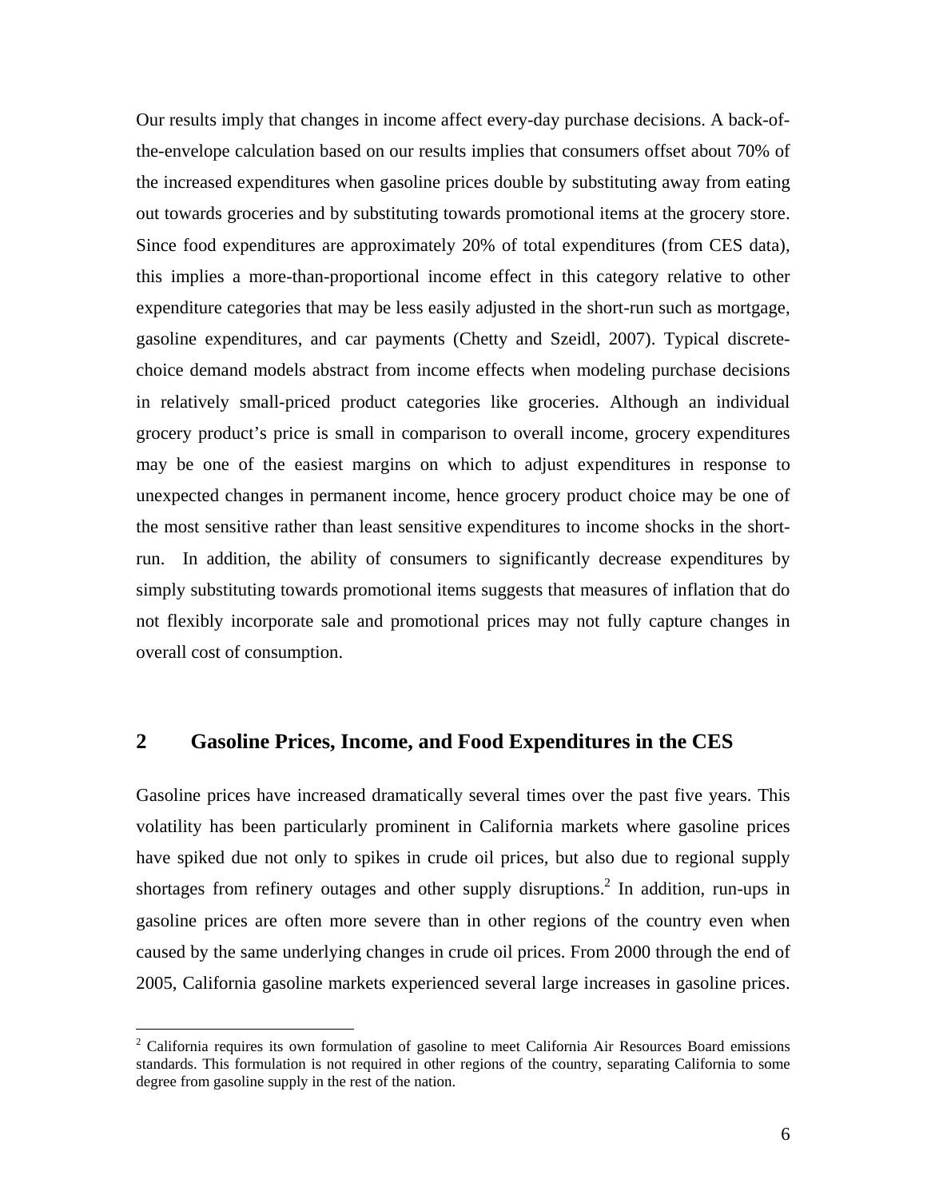Our results imply that changes in income affect every-day purchase decisions. A back-of-the-envelope calculation based on our results implies that consumers offset about 70% of the increased expenditures when gasoline prices double by substituting away from eating out towards groceries and by substituting towards promotional items at the grocery store. Since food expenditures are approximately 20% of total expenditures (from CES data), this implies a more-than-proportional income effect in this category relative to other expenditure categories that may be less easily adjusted in the short-run such as mortgage, gasoline expenditures, and car payments (Chetty and Szeidl, 2007). Typical discrete-choice demand models abstract from income effects when modeling purchase decisions in relatively small-priced product categories like groceries. Although an individual grocery product's price is small in comparison to overall income, grocery expenditures may be one of the easiest margins on which to adjust expenditures in response to unexpected changes in permanent income, hence grocery product choice may be one of the most sensitive rather than least sensitive expenditures to income shocks in the short-run. In addition, the ability of consumers to significantly decrease expenditures by simply substituting towards promotional items suggests that measures of inflation that do not flexibly incorporate sale and promotional prices may not fully capture changes in overall cost of consumption.

## 2 Gasoline Prices, Income, and Food Expenditures in the CES

Gasoline prices have increased dramatically several times over the past five years. This volatility has been particularly prominent in California markets where gasoline prices have spiked due not only to spikes in crude oil prices, but also due to regional supply shortages from refinery outages and other supply disruptions.[2] In addition, run-ups in gasoline prices are often more severe than in other regions of the country even when caused by the same underlying changes in crude oil prices. From 2000 through the end of 2005, California gasoline markets experienced several large increases in gasoline prices.

[2] California requires its own formulation of gasoline to meet California Air Resources Board emissions standards. This formulation is not required in other regions of the country, separating California to some degree from gasoline supply in the rest of the nation.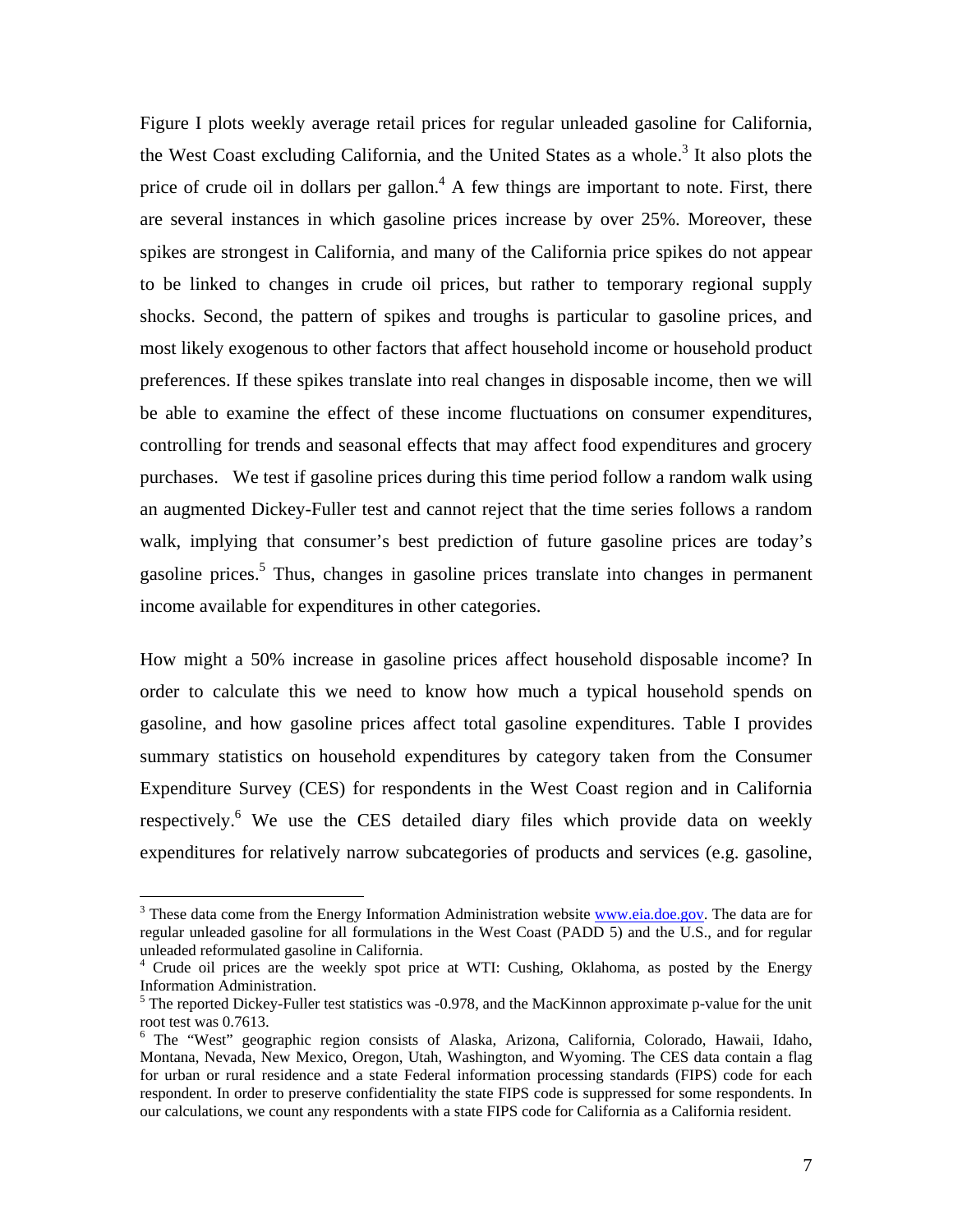Figure I plots weekly average retail prices for regular unleaded gasoline for California, the West Coast excluding California, and the United States as a whole.[3] It also plots the price of crude oil in dollars per gallon.[4] A few things are important to note. First, there are several instances in which gasoline prices increase by over 25%. Moreover, these spikes are strongest in California, and many of the California price spikes do not appear to be linked to changes in crude oil prices, but rather to temporary regional supply shocks. Second, the pattern of spikes and troughs is particular to gasoline prices, and most likely exogenous to other factors that affect household income or household product preferences. If these spikes translate into real changes in disposable income, then we will be able to examine the effect of these income fluctuations on consumer expenditures, controlling for trends and seasonal effects that may affect food expenditures and grocery purchases. We test if gasoline prices during this time period follow a random walk using an augmented Dickey-Fuller test and cannot reject that the time series follows a random walk, implying that consumer's best prediction of future gasoline prices are today's gasoline prices.[5] Thus, changes in gasoline prices translate into changes in permanent income available for expenditures in other categories.

How might a 50% increase in gasoline prices affect household disposable income? In order to calculate this we need to know how much a typical household spends on gasoline, and how gasoline prices affect total gasoline expenditures. Table I provides summary statistics on household expenditures by category taken from the Consumer Expenditure Survey (CES) for respondents in the West Coast region and in California respectively.[6] We use the CES detailed diary files which provide data on weekly expenditures for relatively narrow subcategories of products and services (e.g. gasoline,

---

[3] These data come from the Energy Information Administration website www.eia.doe.gov. The data are for regular unleaded gasoline for all formulations in the West Coast (PADD 5) and the U.S., and for regular unleaded reformulated gasoline in California.

[4] Crude oil prices are the weekly spot price at WTI: Cushing, Oklahoma, as posted by the Energy Information Administration.

[5] The reported Dickey-Fuller test statistics was -0.978, and the MacKinnon approximate p-value for the unit root test was 0.7613.

[6] The "West" geographic region consists of Alaska, Arizona, California, Colorado, Hawaii, Idaho, Montana, Nevada, New Mexico, Oregon, Utah, Washington, and Wyoming. The CES data contain a flag for urban or rural residence and a state Federal information processing standards (FIPS) code for each respondent. In order to preserve confidentiality the state FIPS code is suppressed for some respondents. In our calculations, we count any respondents with a state FIPS code for California as a California resident.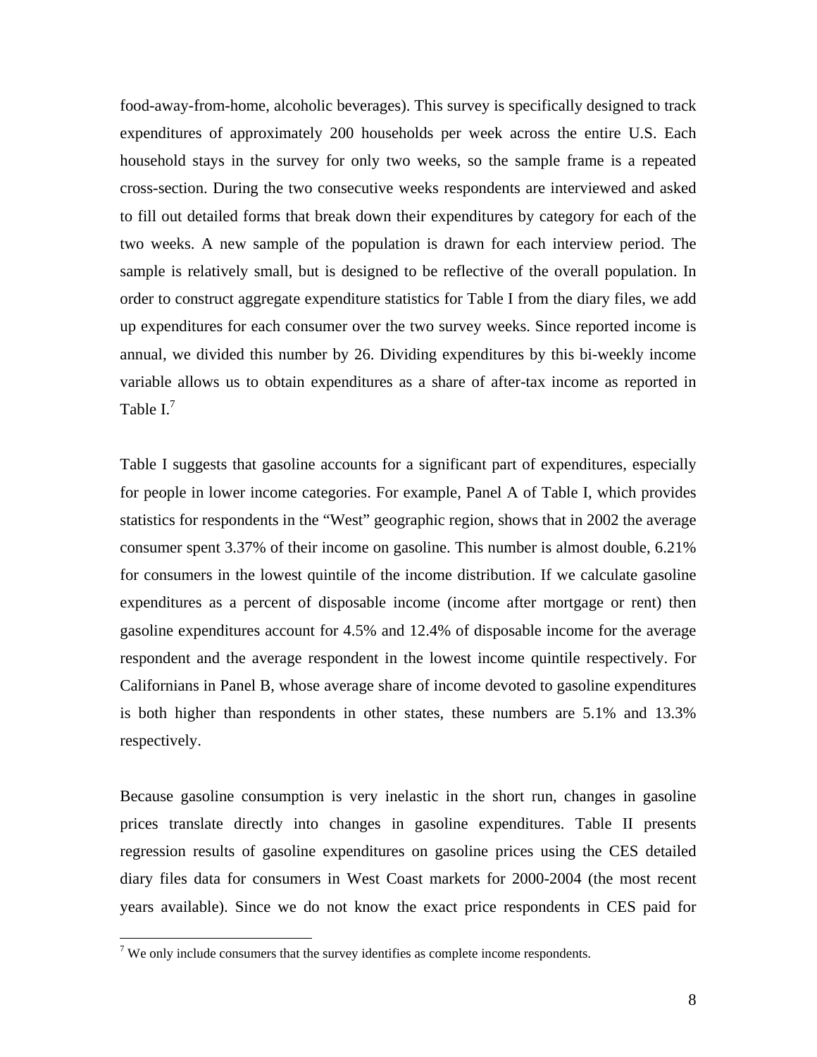food-away-from-home, alcoholic beverages). This survey is specifically designed to track expenditures of approximately 200 households per week across the entire U.S. Each household stays in the survey for only two weeks, so the sample frame is a repeated cross-section. During the two consecutive weeks respondents are interviewed and asked to fill out detailed forms that break down their expenditures by category for each of the two weeks. A new sample of the population is drawn for each interview period. The sample is relatively small, but is designed to be reflective of the overall population. In order to construct aggregate expenditure statistics for Table I from the diary files, we add up expenditures for each consumer over the two survey weeks. Since reported income is annual, we divided this number by 26. Dividing expenditures by this bi-weekly income variable allows us to obtain expenditures as a share of after-tax income as reported in Table I.[7]

Table I suggests that gasoline accounts for a significant part of expenditures, especially for people in lower income categories. For example, Panel A of Table I, which provides statistics for respondents in the "West" geographic region, shows that in 2002 the average consumer spent 3.37% of their income on gasoline. This number is almost double, 6.21% for consumers in the lowest quintile of the income distribution. If we calculate gasoline expenditures as a percent of disposable income (income after mortgage or rent) then gasoline expenditures account for 4.5% and 12.4% of disposable income for the average respondent and the average respondent in the lowest income quintile respectively. For Californians in Panel B, whose average share of income devoted to gasoline expenditures is both higher than respondents in other states, these numbers are 5.1% and 13.3% respectively.

Because gasoline consumption is very inelastic in the short run, changes in gasoline prices translate directly into changes in gasoline expenditures. Table II presents regression results of gasoline expenditures on gasoline prices using the CES detailed diary files data for consumers in West Coast markets for 2000-2004 (the most recent years available). Since we do not know the exact price respondents in CES paid for

[7] We only include consumers that the survey identifies as complete income respondents.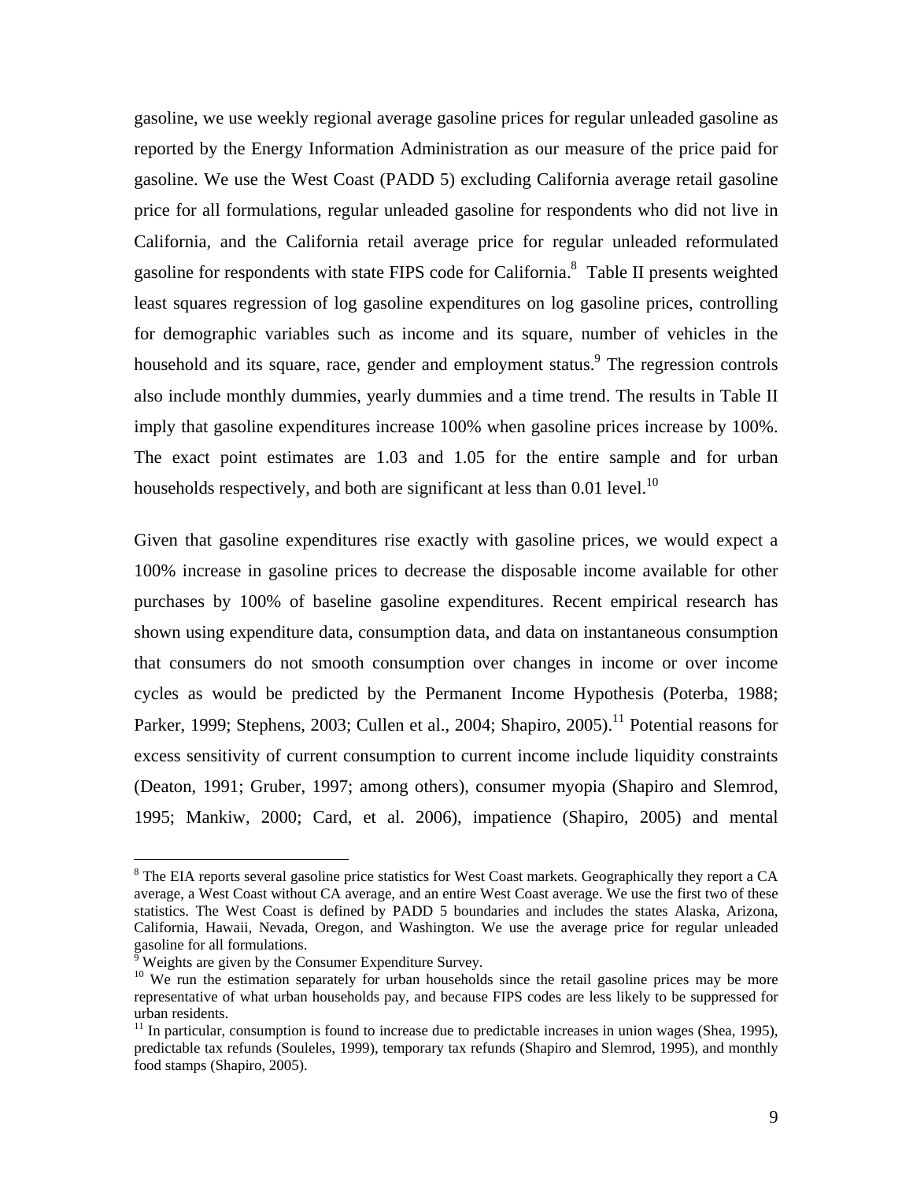gasoline, we use weekly regional average gasoline prices for regular unleaded gasoline as reported by the Energy Information Administration as our measure of the price paid for gasoline. We use the West Coast (PADD 5) excluding California average retail gasoline price for all formulations, regular unleaded gasoline for respondents who did not live in California, and the California retail average price for regular unleaded reformulated gasoline for respondents with state FIPS code for California.[8] Table II presents weighted least squares regression of log gasoline expenditures on log gasoline prices, controlling for demographic variables such as income and its square, number of vehicles in the household and its square, race, gender and employment status.[9] The regression controls also include monthly dummies, yearly dummies and a time trend. The results in Table II imply that gasoline expenditures increase 100% when gasoline prices increase by 100%. The exact point estimates are 1.03 and 1.05 for the entire sample and for urban households respectively, and both are significant at less than 0.01 level.[10]

Given that gasoline expenditures rise exactly with gasoline prices, we would expect a 100% increase in gasoline prices to decrease the disposable income available for other purchases by 100% of baseline gasoline expenditures. Recent empirical research has shown using expenditure data, consumption data, and data on instantaneous consumption that consumers do not smooth consumption over changes in income or over income cycles as would be predicted by the Permanent Income Hypothesis (Poterba, 1988; Parker, 1999; Stephens, 2003; Cullen et al., 2004; Shapiro, 2005).[11] Potential reasons for excess sensitivity of current consumption to current income include liquidity constraints (Deaton, 1991; Gruber, 1997; among others), consumer myopia (Shapiro and Slemrod, 1995; Mankiw, 2000; Card, et al. 2006), impatience (Shapiro, 2005) and mental

---

[8] The EIA reports several gasoline price statistics for West Coast markets. Geographically they report a CA average, a West Coast without CA average, and an entire West Coast average. We use the first two of these statistics. The West Coast is defined by PADD 5 boundaries and includes the states Alaska, Arizona, California, Hawaii, Nevada, Oregon, and Washington. We use the average price for regular unleaded gasoline for all formulations.

[9] Weights are given by the Consumer Expenditure Survey.

[10] We run the estimation separately for urban households since the retail gasoline prices may be more representative of what urban households pay, and because FIPS codes are less likely to be suppressed for urban residents.

[11] In particular, consumption is found to increase due to predictable increases in union wages (Shea, 1995), predictable tax refunds (Souleles, 1999), temporary tax refunds (Shapiro and Slemrod, 1995), and monthly food stamps (Shapiro, 2005).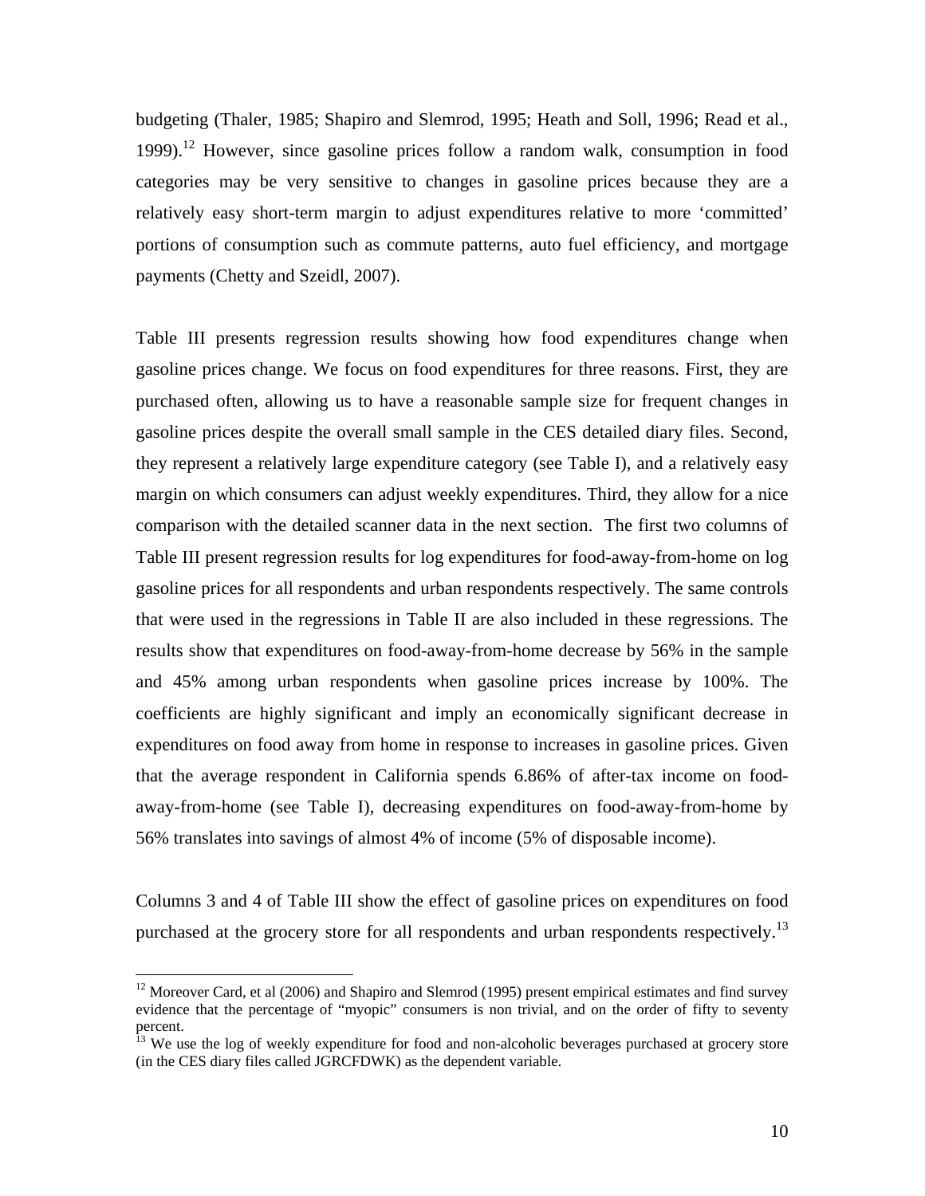budgeting (Thaler, 1985; Shapiro and Slemrod, 1995; Heath and Soll, 1996; Read et al., 1999).[12] However, since gasoline prices follow a random walk, consumption in food categories may be very sensitive to changes in gasoline prices because they are a relatively easy short-term margin to adjust expenditures relative to more 'committed' portions of consumption such as commute patterns, auto fuel efficiency, and mortgage payments (Chetty and Szeidl, 2007).

Table III presents regression results showing how food expenditures change when gasoline prices change. We focus on food expenditures for three reasons. First, they are purchased often, allowing us to have a reasonable sample size for frequent changes in gasoline prices despite the overall small sample in the CES detailed diary files. Second, they represent a relatively large expenditure category (see Table I), and a relatively easy margin on which consumers can adjust weekly expenditures. Third, they allow for a nice comparison with the detailed scanner data in the next section. The first two columns of Table III present regression results for log expenditures for food-away-from-home on log gasoline prices for all respondents and urban respondents respectively. The same controls that were used in the regressions in Table II are also included in these regressions. The results show that expenditures on food-away-from-home decrease by 56% in the sample and 45% among urban respondents when gasoline prices increase by 100%. The coefficients are highly significant and imply an economically significant decrease in expenditures on food away from home in response to increases in gasoline prices. Given that the average respondent in California spends 6.86% of after-tax income on food-away-from-home (see Table I), decreasing expenditures on food-away-from-home by 56% translates into savings of almost 4% of income (5% of disposable income).

Columns 3 and 4 of Table III show the effect of gasoline prices on expenditures on food purchased at the grocery store for all respondents and urban respondents respectively.[13]

[12] Moreover Card, et al (2006) and Shapiro and Slemrod (1995) present empirical estimates and find survey evidence that the percentage of "myopic" consumers is non trivial, and on the order of fifty to seventy percent.

[13] We use the log of weekly expenditure for food and non-alcoholic beverages purchased at grocery store (in the CES diary files called JGRCFDWK) as the dependent variable.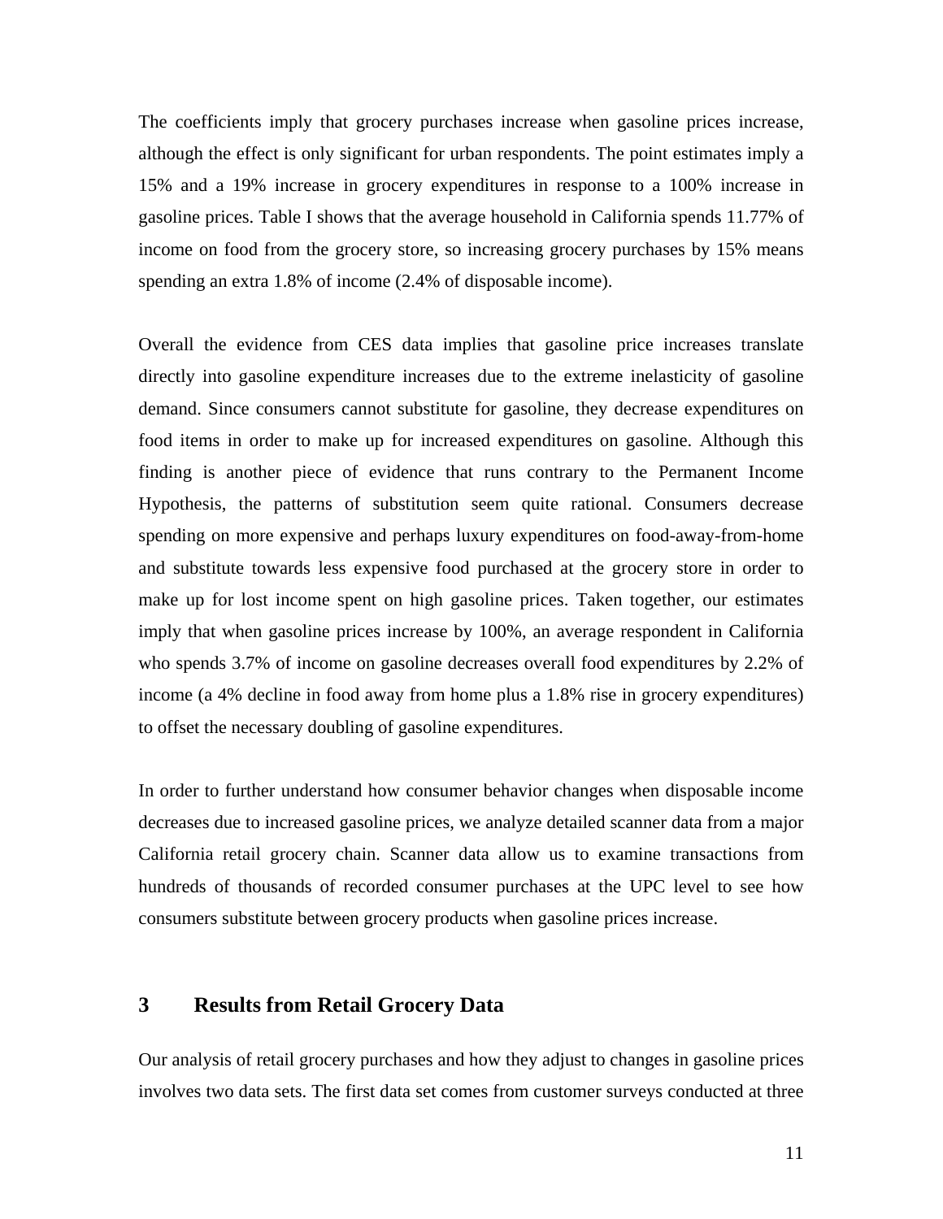The coefficients imply that grocery purchases increase when gasoline prices increase, although the effect is only significant for urban respondents. The point estimates imply a 15% and a 19% increase in grocery expenditures in response to a 100% increase in gasoline prices. Table I shows that the average household in California spends 11.77% of income on food from the grocery store, so increasing grocery purchases by 15% means spending an extra 1.8% of income (2.4% of disposable income).

Overall the evidence from CES data implies that gasoline price increases translate directly into gasoline expenditure increases due to the extreme inelasticity of gasoline demand. Since consumers cannot substitute for gasoline, they decrease expenditures on food items in order to make up for increased expenditures on gasoline. Although this finding is another piece of evidence that runs contrary to the Permanent Income Hypothesis, the patterns of substitution seem quite rational. Consumers decrease spending on more expensive and perhaps luxury expenditures on food-away-from-home and substitute towards less expensive food purchased at the grocery store in order to make up for lost income spent on high gasoline prices. Taken together, our estimates imply that when gasoline prices increase by 100%, an average respondent in California who spends 3.7% of income on gasoline decreases overall food expenditures by 2.2% of income (a 4% decline in food away from home plus a 1.8% rise in grocery expenditures) to offset the necessary doubling of gasoline expenditures.

In order to further understand how consumer behavior changes when disposable income decreases due to increased gasoline prices, we analyze detailed scanner data from a major California retail grocery chain. Scanner data allow us to examine transactions from hundreds of thousands of recorded consumer purchases at the UPC level to see how consumers substitute between grocery products when gasoline prices increase.

# 3 Results from Retail Grocery Data

Our analysis of retail grocery purchases and how they adjust to changes in gasoline prices involves two data sets. The first data set comes from customer surveys conducted at three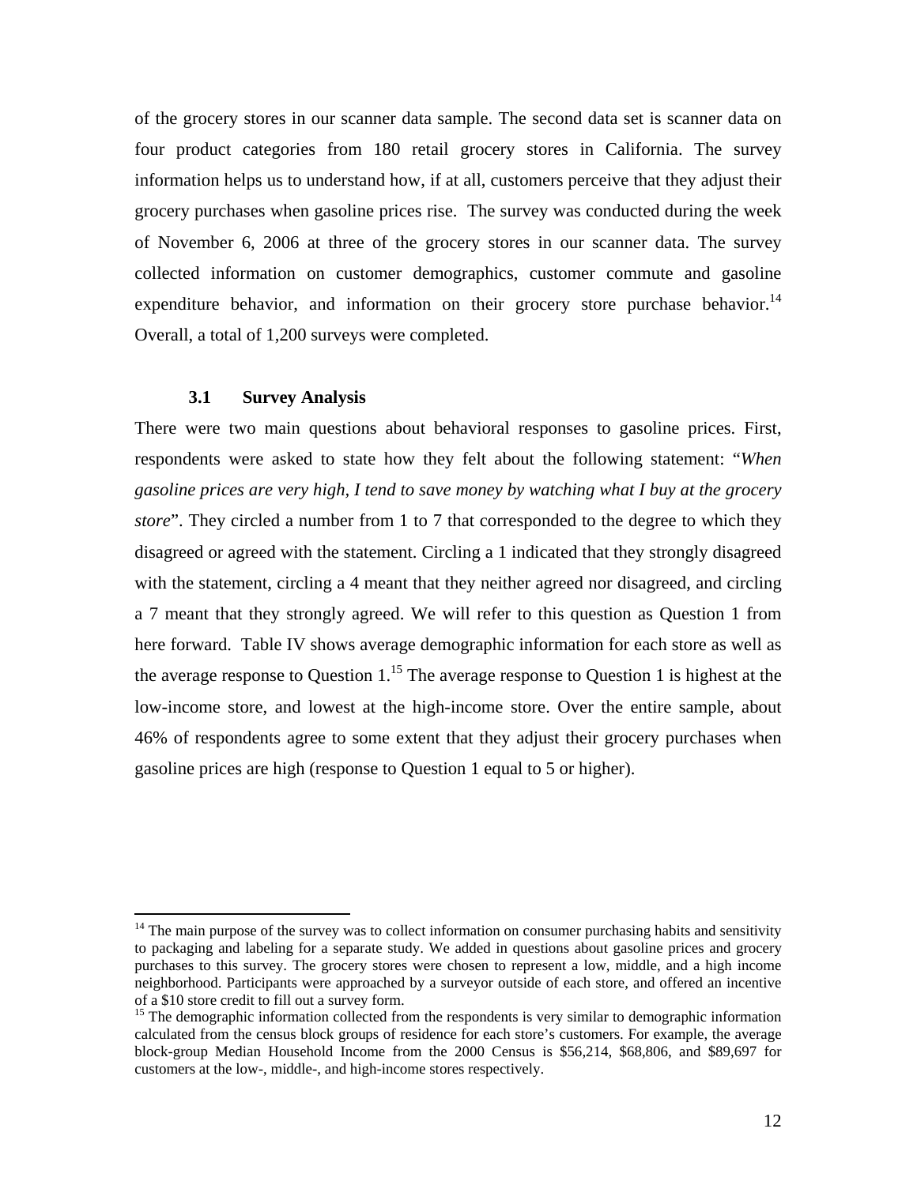of the grocery stores in our scanner data sample. The second data set is scanner data on four product categories from 180 retail grocery stores in California. The survey information helps us to understand how, if at all, customers perceive that they adjust their grocery purchases when gasoline prices rise. The survey was conducted during the week of November 6, 2006 at three of the grocery stores in our scanner data. The survey collected information on customer demographics, customer commute and gasoline expenditure behavior, and information on their grocery store purchase behavior.[14] Overall, a total of 1,200 surveys were completed.

### 3.1 Survey Analysis

There were two main questions about behavioral responses to gasoline prices. First, respondents were asked to state how they felt about the following statement: "*When gasoline prices are very high, I tend to save money by watching what I buy at the grocery store*". They circled a number from 1 to 7 that corresponded to the degree to which they disagreed or agreed with the statement. Circling a 1 indicated that they strongly disagreed with the statement, circling a 4 meant that they neither agreed nor disagreed, and circling a 7 meant that they strongly agreed. We will refer to this question as Question 1 from here forward. Table IV shows average demographic information for each store as well as the average response to Question 1.[15] The average response to Question 1 is highest at the low-income store, and lowest at the high-income store. Over the entire sample, about 46% of respondents agree to some extent that they adjust their grocery purchases when gasoline prices are high (response to Question 1 equal to 5 or higher).

---

[14] The main purpose of the survey was to collect information on consumer purchasing habits and sensitivity to packaging and labeling for a separate study. We added in questions about gasoline prices and grocery purchases to this survey. The grocery stores were chosen to represent a low, middle, and a high income neighborhood. Participants were approached by a surveyor outside of each store, and offered an incentive of a $10 store credit to fill out a survey form.

[15] The demographic information collected from the respondents is very similar to demographic information calculated from the census block groups of residence for each store's customers. For example, the average block-group Median Household Income from the 2000 Census is $56,214, $68,806, and $89,697 for customers at the low-, middle-, and high-income stores respectively.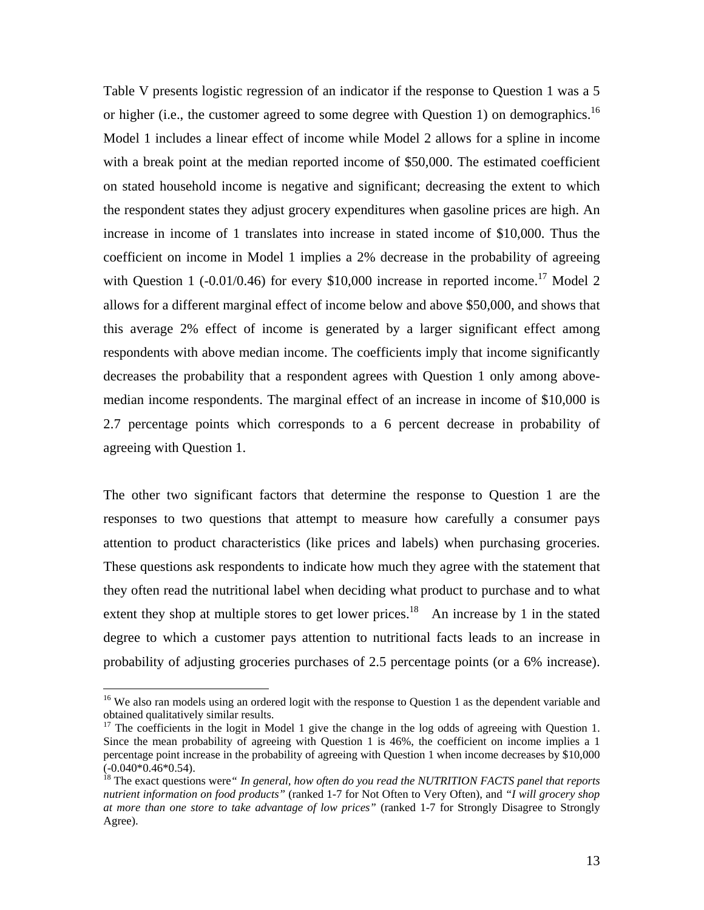Table V presents logistic regression of an indicator if the response to Question 1 was a 5 or higher (i.e., the customer agreed to some degree with Question 1) on demographics.[16] Model 1 includes a linear effect of income while Model 2 allows for a spline in income with a break point at the median reported income of \$50,000. The estimated coefficient on stated household income is negative and significant; decreasing the extent to which the respondent states they adjust grocery expenditures when gasoline prices are high. An increase in income of 1 translates into increase in stated income of \$10,000. Thus the coefficient on income in Model 1 implies a 2% decrease in the probability of agreeing with Question 1 (-0.01/0.46) for every \$10,000 increase in reported income.[17] Model 2 allows for a different marginal effect of income below and above \$50,000, and shows that this average 2% effect of income is generated by a larger significant effect among respondents with above median income. The coefficients imply that income significantly decreases the probability that a respondent agrees with Question 1 only among above-median income respondents. The marginal effect of an increase in income of \$10,000 is 2.7 percentage points which corresponds to a 6 percent decrease in probability of agreeing with Question 1.

The other two significant factors that determine the response to Question 1 are the responses to two questions that attempt to measure how carefully a consumer pays attention to product characteristics (like prices and labels) when purchasing groceries. These questions ask respondents to indicate how much they agree with the statement that they often read the nutritional label when deciding what product to purchase and to what extent they shop at multiple stores to get lower prices.[18] An increase by 1 in the stated degree to which a customer pays attention to nutritional facts leads to an increase in probability of adjusting groceries purchases of 2.5 percentage points (or a 6% increase).

---

[16] We also ran models using an ordered logit with the response to Question 1 as the dependent variable and obtained qualitatively similar results.

[17] The coefficients in the logit in Model 1 give the change in the log odds of agreeing with Question 1. Since the mean probability of agreeing with Question 1 is 46%, the coefficient on income implies a 1 percentage point increase in the probability of agreeing with Question 1 when income decreases by \$10,000 (-0.040*0.46*0.54).

[18] The exact questions were *" In general, how often do you read the NUTRITION FACTS panel that reports nutrient information on food products"* (ranked 1-7 for Not Often to Very Often), and *"I will grocery shop at more than one store to take advantage of low prices"* (ranked 1-7 for Strongly Disagree to Strongly Agree).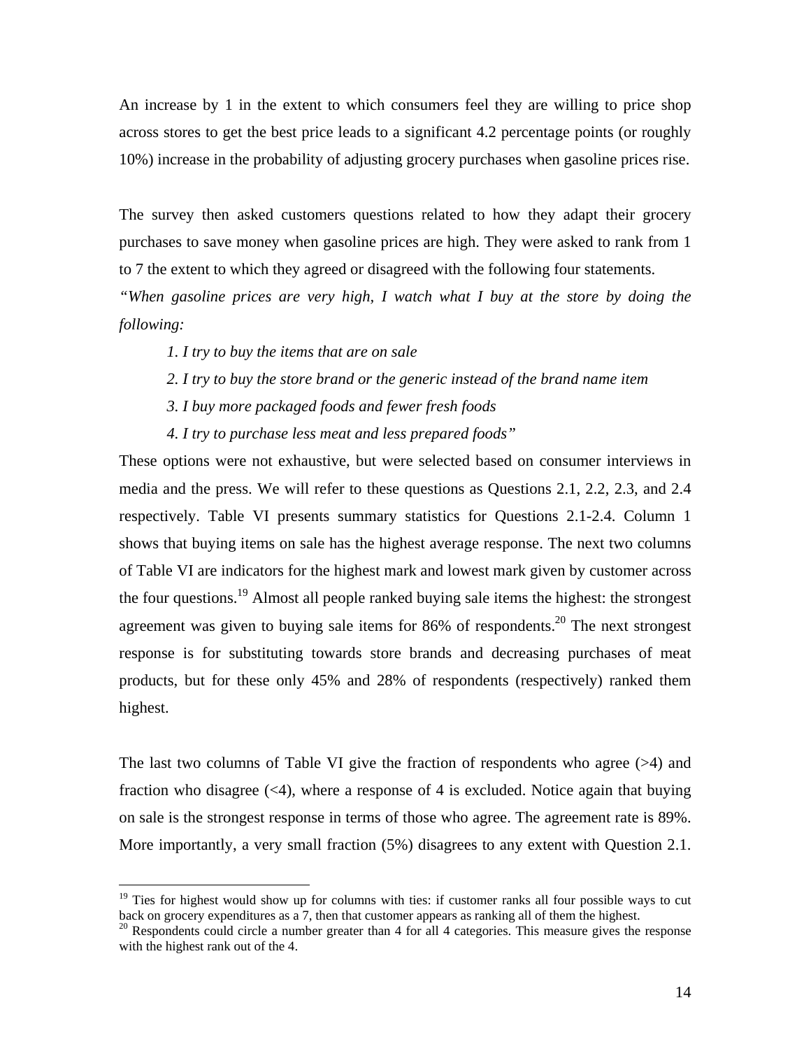An increase by 1 in the extent to which consumers feel they are willing to price shop across stores to get the best price leads to a significant 4.2 percentage points (or roughly 10%) increase in the probability of adjusting grocery purchases when gasoline prices rise.

The survey then asked customers questions related to how they adapt their grocery purchases to save money when gasoline prices are high. They were asked to rank from 1 to 7 the extent to which they agreed or disagreed with the following four statements.

*"When gasoline prices are very high, I watch what I buy at the store by doing the following:*

*1. I try to buy the items that are on sale*

*2. I try to buy the store brand or the generic instead of the brand name item*

*3. I buy more packaged foods and fewer fresh foods*

*4. I try to purchase less meat and less prepared foods"*

These options were not exhaustive, but were selected based on consumer interviews in media and the press. We will refer to these questions as Questions 2.1, 2.2, 2.3, and 2.4 respectively. Table VI presents summary statistics for Questions 2.1-2.4. Column 1 shows that buying items on sale has the highest average response. The next two columns of Table VI are indicators for the highest mark and lowest mark given by customer across the four questions.[19] Almost all people ranked buying sale items the highest: the strongest agreement was given to buying sale items for 86% of respondents.[20] The next strongest response is for substituting towards store brands and decreasing purchases of meat products, but for these only 45% and 28% of respondents (respectively) ranked them highest.

The last two columns of Table VI give the fraction of respondents who agree (>4) and fraction who disagree (<4), where a response of 4 is excluded. Notice again that buying on sale is the strongest response in terms of those who agree. The agreement rate is 89%. More importantly, a very small fraction (5%) disagrees to any extent with Question 2.1.

[19] Ties for highest would show up for columns with ties: if customer ranks all four possible ways to cut back on grocery expenditures as a 7, then that customer appears as ranking all of them the highest.

[20] Respondents could circle a number greater than 4 for all 4 categories. This measure gives the response with the highest rank out of the 4.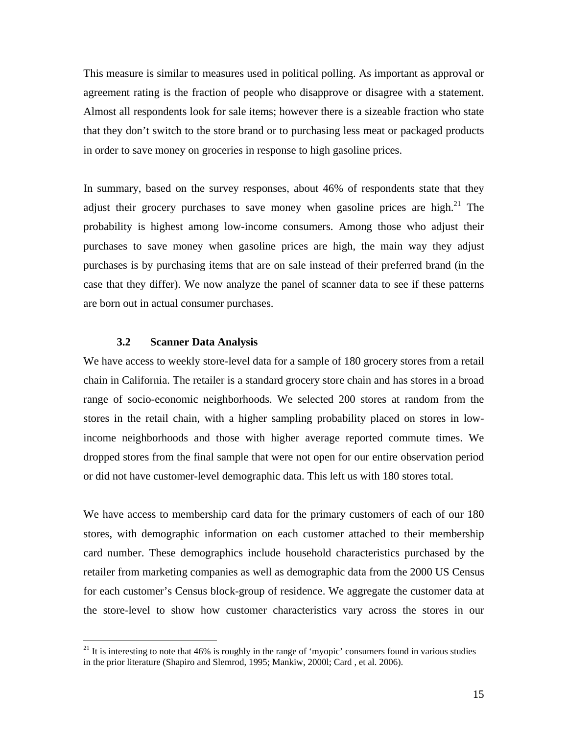This measure is similar to measures used in political polling. As important as approval or agreement rating is the fraction of people who disapprove or disagree with a statement. Almost all respondents look for sale items; however there is a sizeable fraction who state that they don't switch to the store brand or to purchasing less meat or packaged products in order to save money on groceries in response to high gasoline prices.

In summary, based on the survey responses, about 46% of respondents state that they adjust their grocery purchases to save money when gasoline prices are high.[21] The probability is highest among low-income consumers. Among those who adjust their purchases to save money when gasoline prices are high, the main way they adjust purchases is by purchasing items that are on sale instead of their preferred brand (in the case that they differ). We now analyze the panel of scanner data to see if these patterns are born out in actual consumer purchases.

### 3.2 Scanner Data Analysis

We have access to weekly store-level data for a sample of 180 grocery stores from a retail chain in California. The retailer is a standard grocery store chain and has stores in a broad range of socio-economic neighborhoods. We selected 200 stores at random from the stores in the retail chain, with a higher sampling probability placed on stores in low-income neighborhoods and those with higher average reported commute times. We dropped stores from the final sample that were not open for our entire observation period or did not have customer-level demographic data. This left us with 180 stores total.

We have access to membership card data for the primary customers of each of our 180 stores, with demographic information on each customer attached to their membership card number. These demographics include household characteristics purchased by the retailer from marketing companies as well as demographic data from the 2000 US Census for each customer's Census block-group of residence. We aggregate the customer data at the store-level to show how customer characteristics vary across the stores in our

[21] It is interesting to note that 46% is roughly in the range of 'myopic' consumers found in various studies in the prior literature (Shapiro and Slemrod, 1995; Mankiw, 2000l; Card , et al. 2006).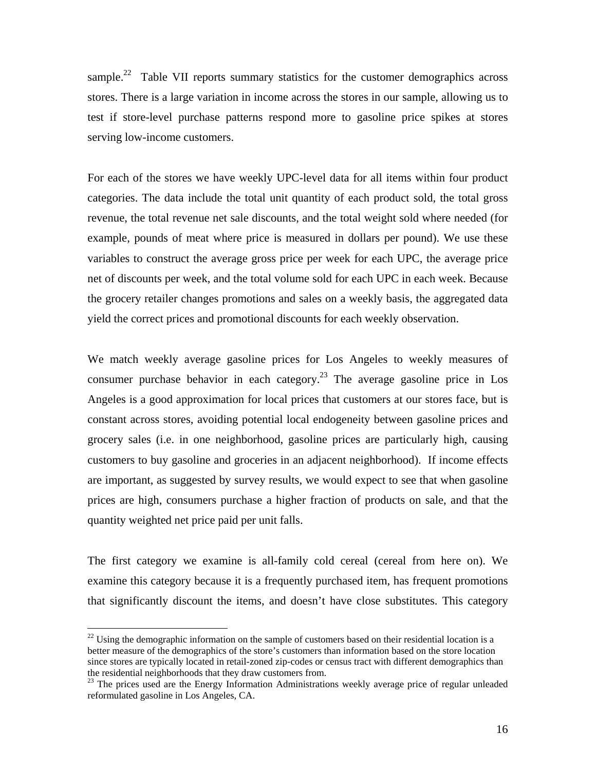sample.[22] Table VII reports summary statistics for the customer demographics across stores. There is a large variation in income across the stores in our sample, allowing us to test if store-level purchase patterns respond more to gasoline price spikes at stores serving low-income customers.

For each of the stores we have weekly UPC-level data for all items within four product categories. The data include the total unit quantity of each product sold, the total gross revenue, the total revenue net sale discounts, and the total weight sold where needed (for example, pounds of meat where price is measured in dollars per pound). We use these variables to construct the average gross price per week for each UPC, the average price net of discounts per week, and the total volume sold for each UPC in each week. Because the grocery retailer changes promotions and sales on a weekly basis, the aggregated data yield the correct prices and promotional discounts for each weekly observation.

We match weekly average gasoline prices for Los Angeles to weekly measures of consumer purchase behavior in each category.[23] The average gasoline price in Los Angeles is a good approximation for local prices that customers at our stores face, but is constant across stores, avoiding potential local endogeneity between gasoline prices and grocery sales (i.e. in one neighborhood, gasoline prices are particularly high, causing customers to buy gasoline and groceries in an adjacent neighborhood). If income effects are important, as suggested by survey results, we would expect to see that when gasoline prices are high, consumers purchase a higher fraction of products on sale, and that the quantity weighted net price paid per unit falls.

The first category we examine is all-family cold cereal (cereal from here on). We examine this category because it is a frequently purchased item, has frequent promotions that significantly discount the items, and doesn't have close substitutes. This category

---

[22] Using the demographic information on the sample of customers based on their residential location is a better measure of the demographics of the store's customers than information based on the store location since stores are typically located in retail-zoned zip-codes or census tract with different demographics than the residential neighborhoods that they draw customers from.

[23] The prices used are the Energy Information Administrations weekly average price of regular unleaded reformulated gasoline in Los Angeles, CA.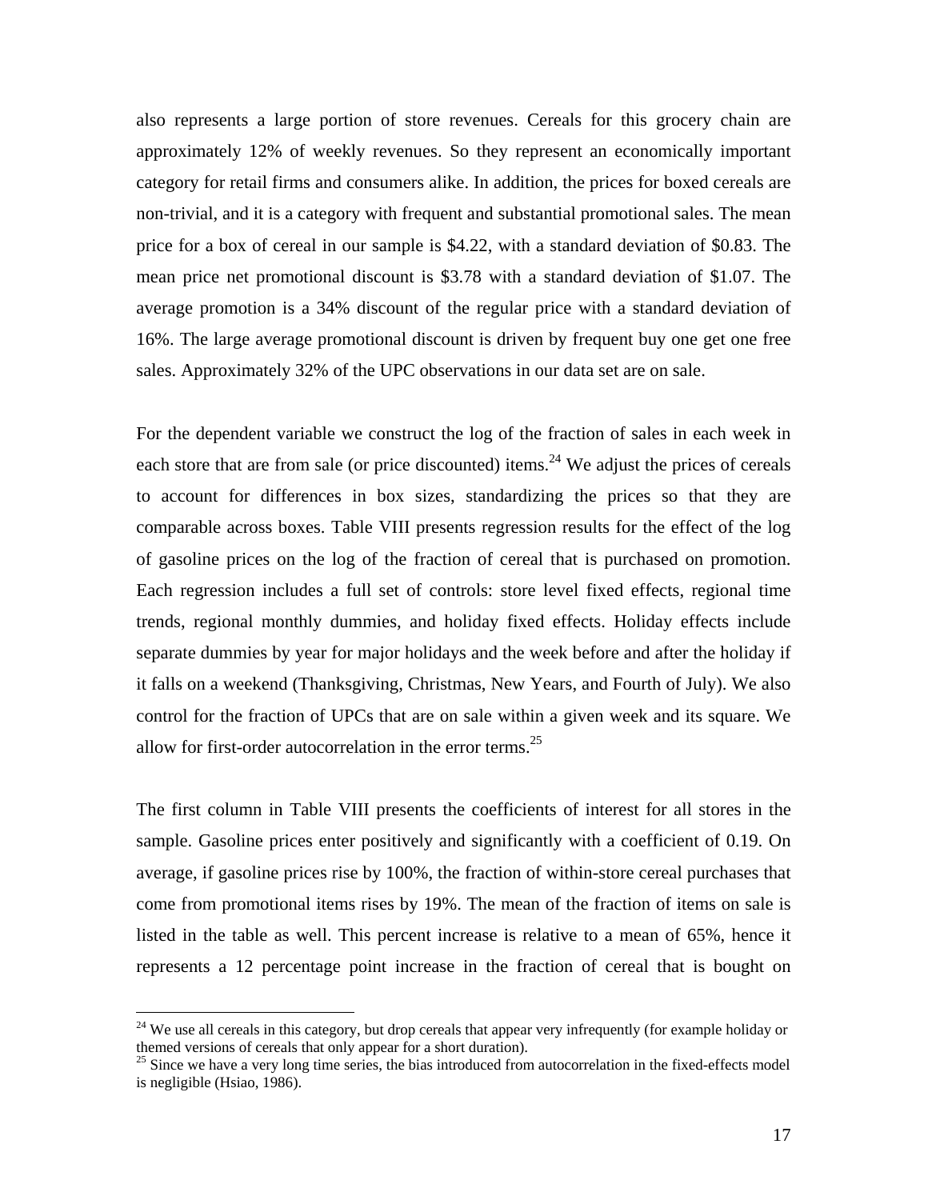also represents a large portion of store revenues. Cereals for this grocery chain are approximately 12% of weekly revenues. So they represent an economically important category for retail firms and consumers alike. In addition, the prices for boxed cereals are non-trivial, and it is a category with frequent and substantial promotional sales. The mean price for a box of cereal in our sample is $4.22, with a standard deviation of $0.83. The mean price net promotional discount is $3.78 with a standard deviation of $1.07. The average promotion is a 34% discount of the regular price with a standard deviation of 16%. The large average promotional discount is driven by frequent buy one get one free sales. Approximately 32% of the UPC observations in our data set are on sale.

For the dependent variable we construct the log of the fraction of sales in each week in each store that are from sale (or price discounted) items.[24] We adjust the prices of cereals to account for differences in box sizes, standardizing the prices so that they are comparable across boxes. Table VIII presents regression results for the effect of the log of gasoline prices on the log of the fraction of cereal that is purchased on promotion. Each regression includes a full set of controls: store level fixed effects, regional time trends, regional monthly dummies, and holiday fixed effects. Holiday effects include separate dummies by year for major holidays and the week before and after the holiday if it falls on a weekend (Thanksgiving, Christmas, New Years, and Fourth of July). We also control for the fraction of UPCs that are on sale within a given week and its square. We allow for first-order autocorrelation in the error terms.[25]

The first column in Table VIII presents the coefficients of interest for all stores in the sample. Gasoline prices enter positively and significantly with a coefficient of 0.19. On average, if gasoline prices rise by 100%, the fraction of within-store cereal purchases that come from promotional items rises by 19%. The mean of the fraction of items on sale is listed in the table as well. This percent increase is relative to a mean of 65%, hence it represents a 12 percentage point increase in the fraction of cereal that is bought on

[24] We use all cereals in this category, but drop cereals that appear very infrequently (for example holiday or themed versions of cereals that only appear for a short duration).

[25] Since we have a very long time series, the bias introduced from autocorrelation in the fixed-effects model is negligible (Hsiao, 1986).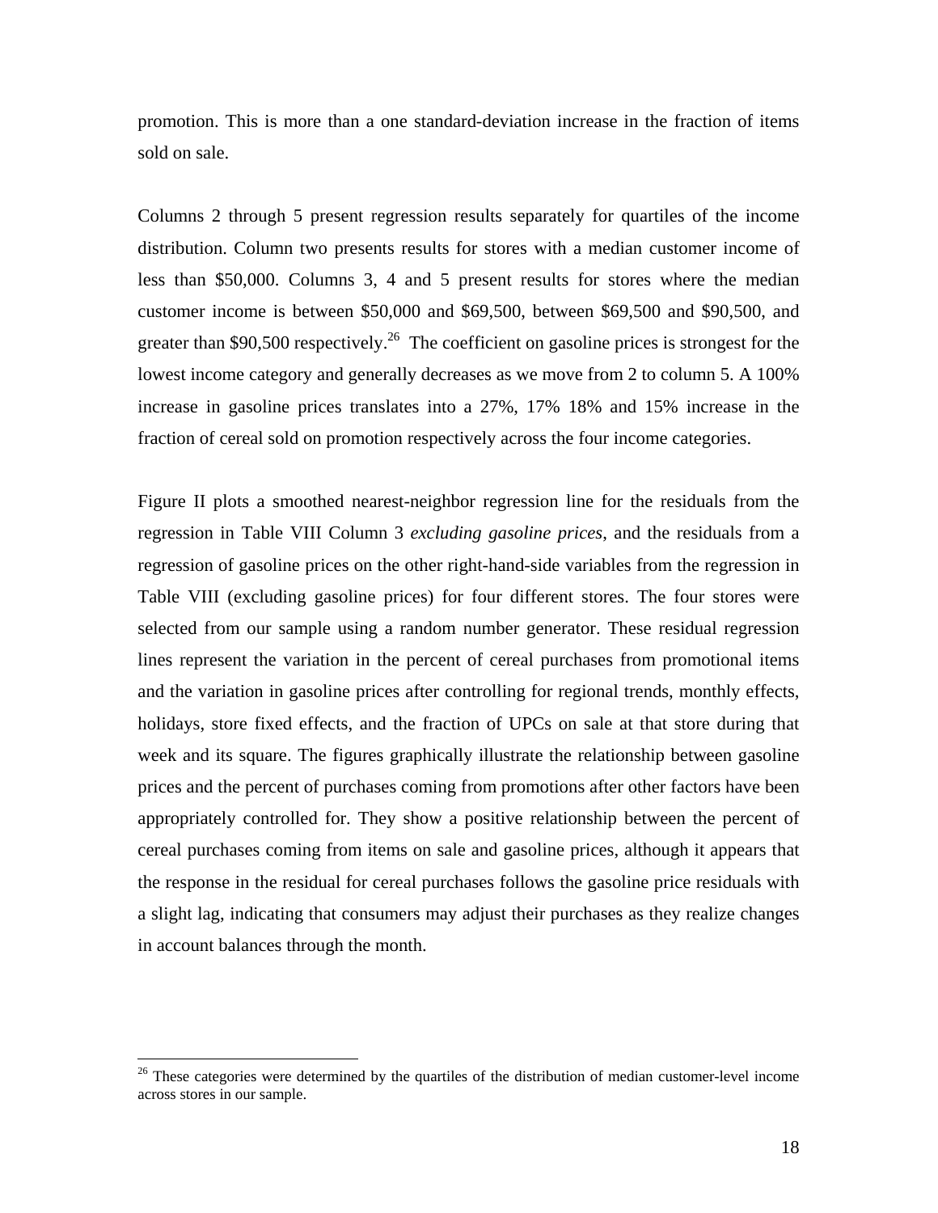promotion. This is more than a one standard-deviation increase in the fraction of items sold on sale.

Columns 2 through 5 present regression results separately for quartiles of the income distribution. Column two presents results for stores with a median customer income of less than \$50,000. Columns 3, 4 and 5 present results for stores where the median customer income is between \$50,000 and \$69,500, between \$69,500 and \$90,500, and greater than \$90,500 respectively.[26] The coefficient on gasoline prices is strongest for the lowest income category and generally decreases as we move from 2 to column 5. A 100% increase in gasoline prices translates into a 27%, 17% 18% and 15% increase in the fraction of cereal sold on promotion respectively across the four income categories.

Figure II plots a smoothed nearest-neighbor regression line for the residuals from the regression in Table VIII Column 3 *excluding gasoline prices*, and the residuals from a regression of gasoline prices on the other right-hand-side variables from the regression in Table VIII (excluding gasoline prices) for four different stores. The four stores were selected from our sample using a random number generator. These residual regression lines represent the variation in the percent of cereal purchases from promotional items and the variation in gasoline prices after controlling for regional trends, monthly effects, holidays, store fixed effects, and the fraction of UPCs on sale at that store during that week and its square. The figures graphically illustrate the relationship between gasoline prices and the percent of purchases coming from promotions after other factors have been appropriately controlled for. They show a positive relationship between the percent of cereal purchases coming from items on sale and gasoline prices, although it appears that the response in the residual for cereal purchases follows the gasoline price residuals with a slight lag, indicating that consumers may adjust their purchases as they realize changes in account balances through the month.

---

[26] These categories were determined by the quartiles of the distribution of median customer-level income across stores in our sample.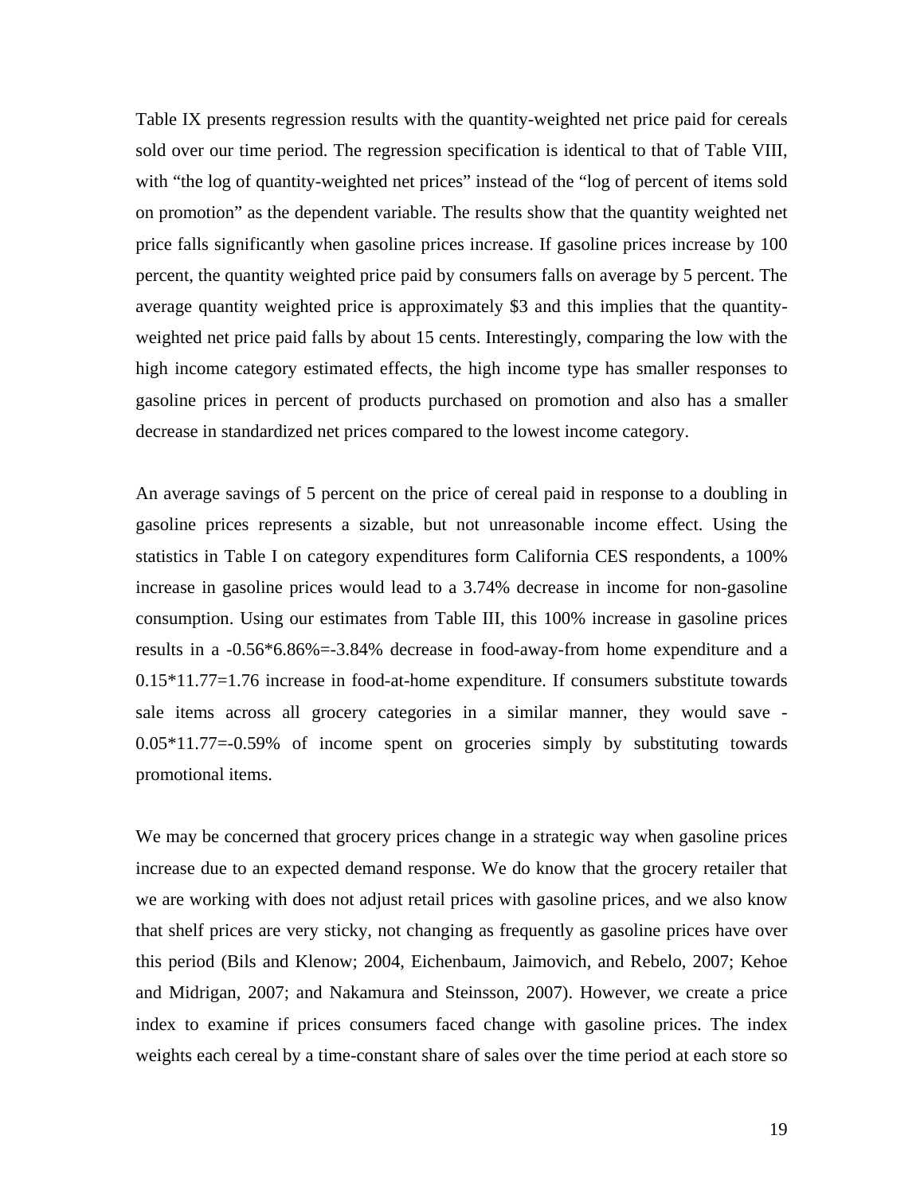Table IX presents regression results with the quantity-weighted net price paid for cereals sold over our time period. The regression specification is identical to that of Table VIII, with "the log of quantity-weighted net prices" instead of the "log of percent of items sold on promotion" as the dependent variable. The results show that the quantity weighted net price falls significantly when gasoline prices increase. If gasoline prices increase by 100 percent, the quantity weighted price paid by consumers falls on average by 5 percent. The average quantity weighted price is approximately $3 and this implies that the quantity-weighted net price paid falls by about 15 cents. Interestingly, comparing the low with the high income category estimated effects, the high income type has smaller responses to gasoline prices in percent of products purchased on promotion and also has a smaller decrease in standardized net prices compared to the lowest income category.

An average savings of 5 percent on the price of cereal paid in response to a doubling in gasoline prices represents a sizable, but not unreasonable income effect. Using the statistics in Table I on category expenditures form California CES respondents, a 100% increase in gasoline prices would lead to a 3.74% decrease in income for non-gasoline consumption. Using our estimates from Table III, this 100% increase in gasoline prices results in a -0.56*6.86%=-3.84% decrease in food-away-from home expenditure and a 0.15*11.77=1.76 increase in food-at-home expenditure. If consumers substitute towards sale items across all grocery categories in a similar manner, they would save -0.05*11.77=-0.59% of income spent on groceries simply by substituting towards promotional items.

We may be concerned that grocery prices change in a strategic way when gasoline prices increase due to an expected demand response. We do know that the grocery retailer that we are working with does not adjust retail prices with gasoline prices, and we also know that shelf prices are very sticky, not changing as frequently as gasoline prices have over this period (Bils and Klenow; 2004, Eichenbaum, Jaimovich, and Rebelo, 2007; Kehoe and Midrigan, 2007; and Nakamura and Steinsson, 2007). However, we create a price index to examine if prices consumers faced change with gasoline prices. The index weights each cereal by a time-constant share of sales over the time period at each store so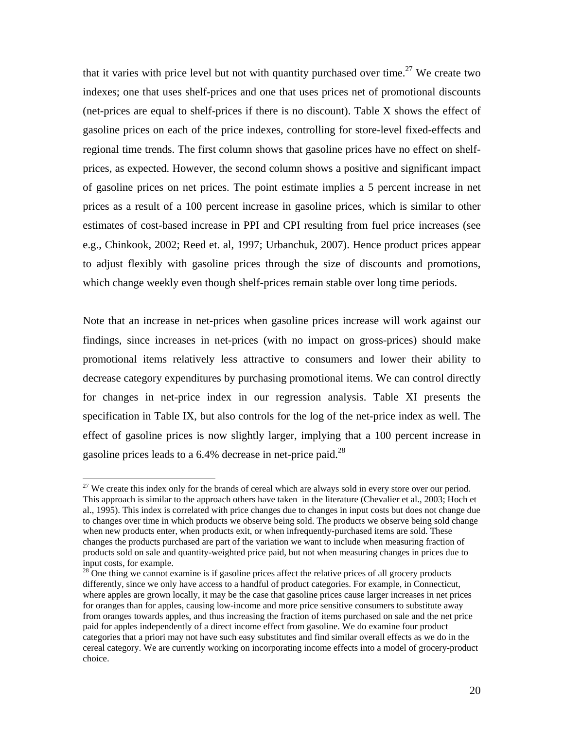that it varies with price level but not with quantity purchased over time.[27] We create two indexes; one that uses shelf-prices and one that uses prices net of promotional discounts (net-prices are equal to shelf-prices if there is no discount). Table X shows the effect of gasoline prices on each of the price indexes, controlling for store-level fixed-effects and regional time trends. The first column shows that gasoline prices have no effect on shelf-prices, as expected. However, the second column shows a positive and significant impact of gasoline prices on net prices. The point estimate implies a 5 percent increase in net prices as a result of a 100 percent increase in gasoline prices, which is similar to other estimates of cost-based increase in PPI and CPI resulting from fuel price increases (see e.g., Chinkook, 2002; Reed et. al, 1997; Urbanchuk, 2007). Hence product prices appear to adjust flexibly with gasoline prices through the size of discounts and promotions, which change weekly even though shelf-prices remain stable over long time periods.

Note that an increase in net-prices when gasoline prices increase will work against our findings, since increases in net-prices (with no impact on gross-prices) should make promotional items relatively less attractive to consumers and lower their ability to decrease category expenditures by purchasing promotional items. We can control directly for changes in net-price index in our regression analysis. Table XI presents the specification in Table IX, but also controls for the log of the net-price index as well. The effect of gasoline prices is now slightly larger, implying that a 100 percent increase in gasoline prices leads to a 6.4% decrease in net-price paid.[28]

[27] We create this index only for the brands of cereal which are always sold in every store over our period. This approach is similar to the approach others have taken in the literature (Chevalier et al., 2003; Hoch et al., 1995). This index is correlated with price changes due to changes in input costs but does not change due to changes over time in which products we observe being sold. The products we observe being sold change when new products enter, when products exit, or when infrequently-purchased items are sold. These changes the products purchased are part of the variation we want to include when measuring fraction of products sold on sale and quantity-weighted price paid, but not when measuring changes in prices due to input costs, for example.

[28] One thing we cannot examine is if gasoline prices affect the relative prices of all grocery products differently, since we only have access to a handful of product categories. For example, in Connecticut, where apples are grown locally, it may be the case that gasoline prices cause larger increases in net prices for oranges than for apples, causing low-income and more price sensitive consumers to substitute away from oranges towards apples, and thus increasing the fraction of items purchased on sale and the net price paid for apples independently of a direct income effect from gasoline. We do examine four product categories that a priori may not have such easy substitutes and find similar overall effects as we do in the cereal category. We are currently working on incorporating income effects into a model of grocery-product choice.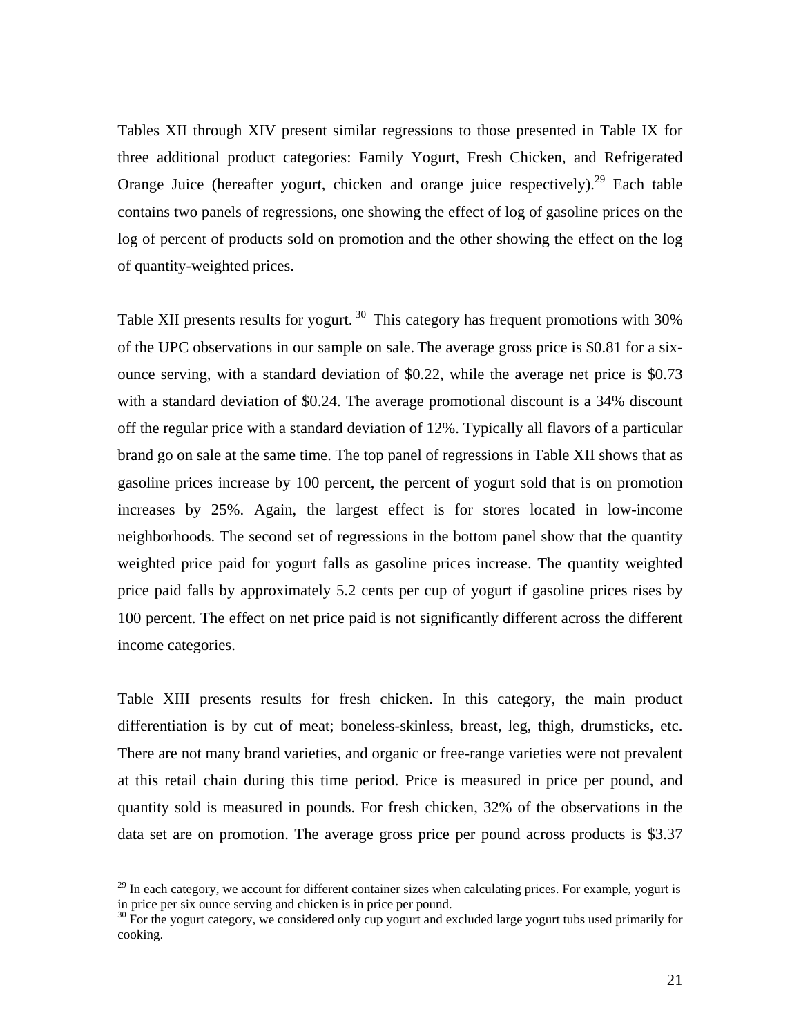Tables XII through XIV present similar regressions to those presented in Table IX for three additional product categories: Family Yogurt, Fresh Chicken, and Refrigerated Orange Juice (hereafter yogurt, chicken and orange juice respectively).[29] Each table contains two panels of regressions, one showing the effect of log of gasoline prices on the log of percent of products sold on promotion and the other showing the effect on the log of quantity-weighted prices.

Table XII presents results for yogurt.[30] This category has frequent promotions with 30% of the UPC observations in our sample on sale. The average gross price is $0.81 for a six-ounce serving, with a standard deviation of $0.22, while the average net price is $0.73 with a standard deviation of $0.24. The average promotional discount is a 34% discount off the regular price with a standard deviation of 12%. Typically all flavors of a particular brand go on sale at the same time. The top panel of regressions in Table XII shows that as gasoline prices increase by 100 percent, the percent of yogurt sold that is on promotion increases by 25%. Again, the largest effect is for stores located in low-income neighborhoods. The second set of regressions in the bottom panel show that the quantity weighted price paid for yogurt falls as gasoline prices increase. The quantity weighted price paid falls by approximately 5.2 cents per cup of yogurt if gasoline prices rises by 100 percent. The effect on net price paid is not significantly different across the different income categories.

Table XIII presents results for fresh chicken. In this category, the main product differentiation is by cut of meat; boneless-skinless, breast, leg, thigh, drumsticks, etc. There are not many brand varieties, and organic or free-range varieties were not prevalent at this retail chain during this time period. Price is measured in price per pound, and quantity sold is measured in pounds. For fresh chicken, 32% of the observations in the data set are on promotion. The average gross price per pound across products is $3.37

[29] In each category, we account for different container sizes when calculating prices. For example, yogurt is in price per six ounce serving and chicken is in price per pound.

[30] For the yogurt category, we considered only cup yogurt and excluded large yogurt tubs used primarily for cooking.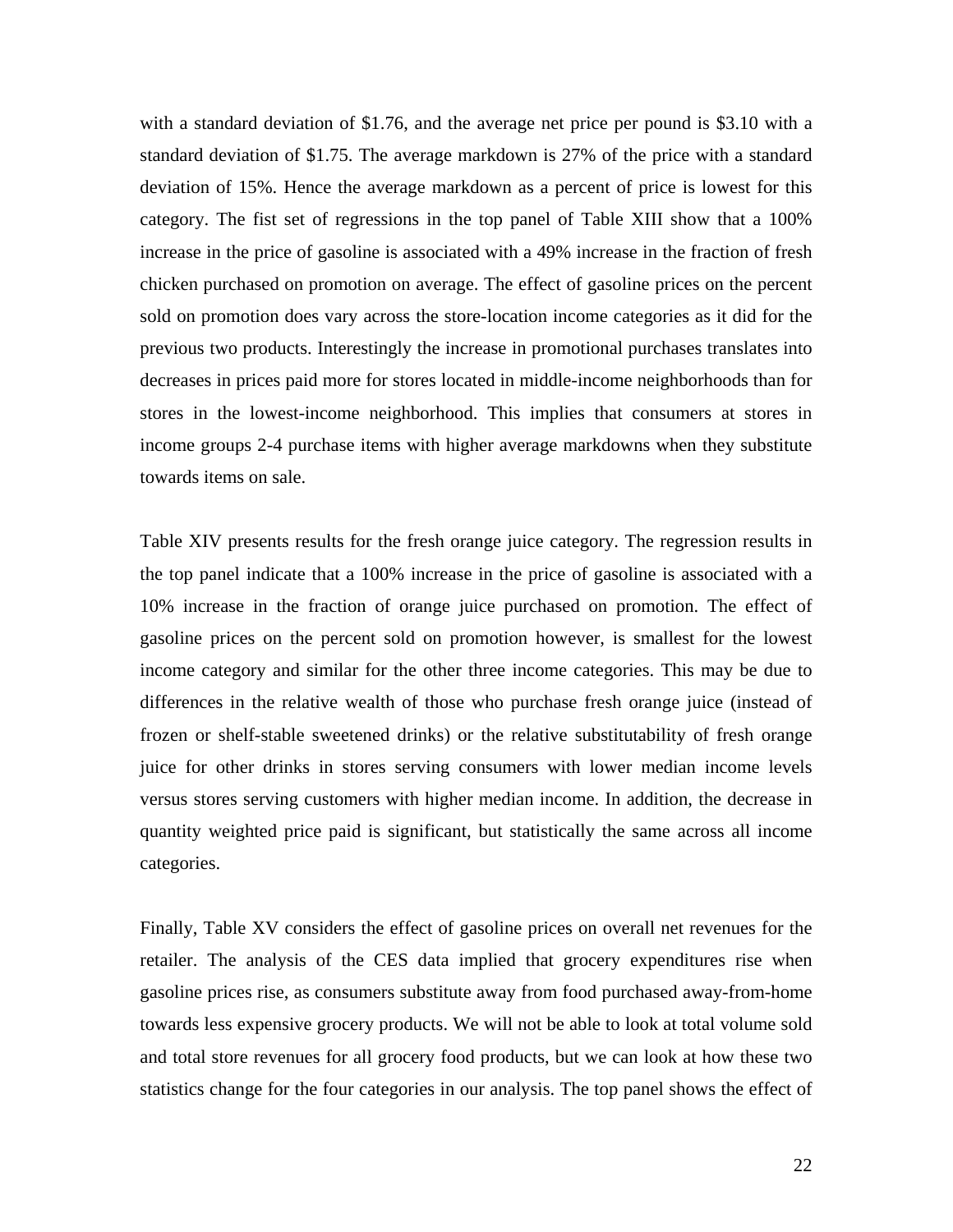with a standard deviation of $1.76, and the average net price per pound is $3.10 with a standard deviation of $1.75. The average markdown is 27% of the price with a standard deviation of 15%. Hence the average markdown as a percent of price is lowest for this category. The fist set of regressions in the top panel of Table XIII show that a 100% increase in the price of gasoline is associated with a 49% increase in the fraction of fresh chicken purchased on promotion on average. The effect of gasoline prices on the percent sold on promotion does vary across the store-location income categories as it did for the previous two products. Interestingly the increase in promotional purchases translates into decreases in prices paid more for stores located in middle-income neighborhoods than for stores in the lowest-income neighborhood. This implies that consumers at stores in income groups 2-4 purchase items with higher average markdowns when they substitute towards items on sale.

Table XIV presents results for the fresh orange juice category. The regression results in the top panel indicate that a 100% increase in the price of gasoline is associated with a 10% increase in the fraction of orange juice purchased on promotion. The effect of gasoline prices on the percent sold on promotion however, is smallest for the lowest income category and similar for the other three income categories. This may be due to differences in the relative wealth of those who purchase fresh orange juice (instead of frozen or shelf-stable sweetened drinks) or the relative substitutability of fresh orange juice for other drinks in stores serving consumers with lower median income levels versus stores serving customers with higher median income. In addition, the decrease in quantity weighted price paid is significant, but statistically the same across all income categories.

Finally, Table XV considers the effect of gasoline prices on overall net revenues for the retailer. The analysis of the CES data implied that grocery expenditures rise when gasoline prices rise, as consumers substitute away from food purchased away-from-home towards less expensive grocery products. We will not be able to look at total volume sold and total store revenues for all grocery food products, but we can look at how these two statistics change for the four categories in our analysis. The top panel shows the effect of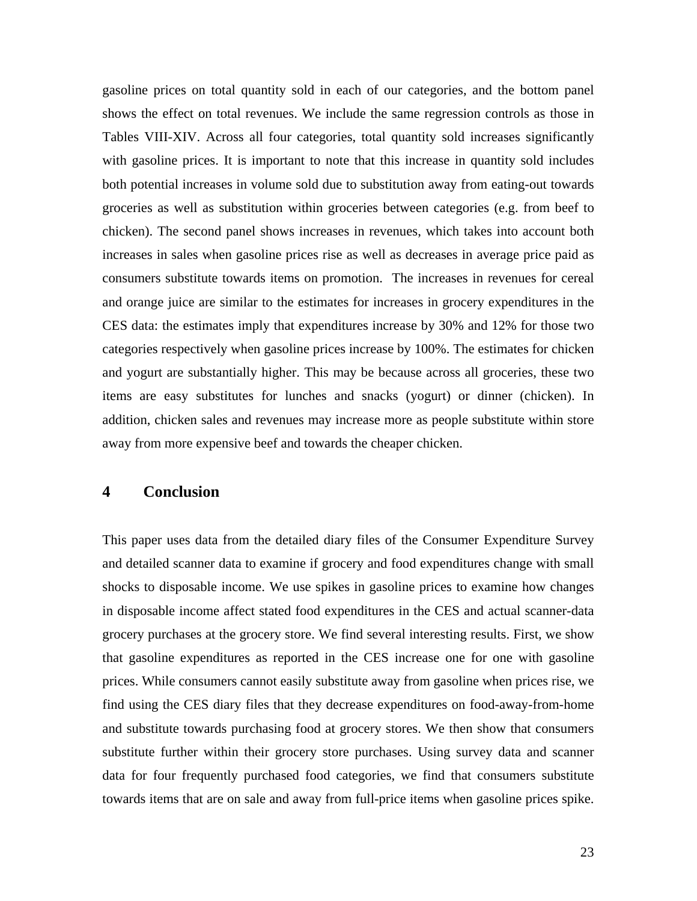gasoline prices on total quantity sold in each of our categories, and the bottom panel shows the effect on total revenues. We include the same regression controls as those in Tables VIII-XIV. Across all four categories, total quantity sold increases significantly with gasoline prices. It is important to note that this increase in quantity sold includes both potential increases in volume sold due to substitution away from eating-out towards groceries as well as substitution within groceries between categories (e.g. from beef to chicken). The second panel shows increases in revenues, which takes into account both increases in sales when gasoline prices rise as well as decreases in average price paid as consumers substitute towards items on promotion. The increases in revenues for cereal and orange juice are similar to the estimates for increases in grocery expenditures in the CES data: the estimates imply that expenditures increase by 30% and 12% for those two categories respectively when gasoline prices increase by 100%. The estimates for chicken and yogurt are substantially higher. This may be because across all groceries, these two items are easy substitutes for lunches and snacks (yogurt) or dinner (chicken). In addition, chicken sales and revenues may increase more as people substitute within store away from more expensive beef and towards the cheaper chicken.

## 4 Conclusion

This paper uses data from the detailed diary files of the Consumer Expenditure Survey and detailed scanner data to examine if grocery and food expenditures change with small shocks to disposable income. We use spikes in gasoline prices to examine how changes in disposable income affect stated food expenditures in the CES and actual scanner-data grocery purchases at the grocery store. We find several interesting results. First, we show that gasoline expenditures as reported in the CES increase one for one with gasoline prices. While consumers cannot easily substitute away from gasoline when prices rise, we find using the CES diary files that they decrease expenditures on food-away-from-home and substitute towards purchasing food at grocery stores. We then show that consumers substitute further within their grocery store purchases. Using survey data and scanner data for four frequently purchased food categories, we find that consumers substitute towards items that are on sale and away from full-price items when gasoline prices spike.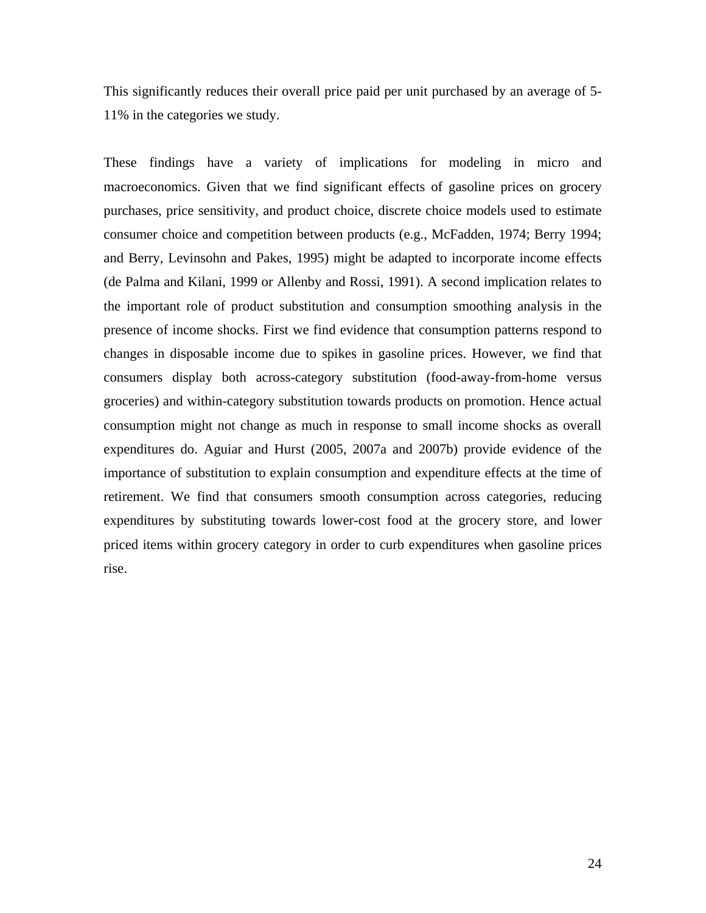This significantly reduces their overall price paid per unit purchased by an average of 5-11% in the categories we study.

These findings have a variety of implications for modeling in micro and macroeconomics. Given that we find significant effects of gasoline prices on grocery purchases, price sensitivity, and product choice, discrete choice models used to estimate consumer choice and competition between products (e.g., McFadden, 1974; Berry 1994; and Berry, Levinsohn and Pakes, 1995) might be adapted to incorporate income effects (de Palma and Kilani, 1999 or Allenby and Rossi, 1991). A second implication relates to the important role of product substitution and consumption smoothing analysis in the presence of income shocks. First we find evidence that consumption patterns respond to changes in disposable income due to spikes in gasoline prices. However, we find that consumers display both across-category substitution (food-away-from-home versus groceries) and within-category substitution towards products on promotion. Hence actual consumption might not change as much in response to small income shocks as overall expenditures do. Aguiar and Hurst (2005, 2007a and 2007b) provide evidence of the importance of substitution to explain consumption and expenditure effects at the time of retirement. We find that consumers smooth consumption across categories, reducing expenditures by substituting towards lower-cost food at the grocery store, and lower priced items within grocery category in order to curb expenditures when gasoline prices rise.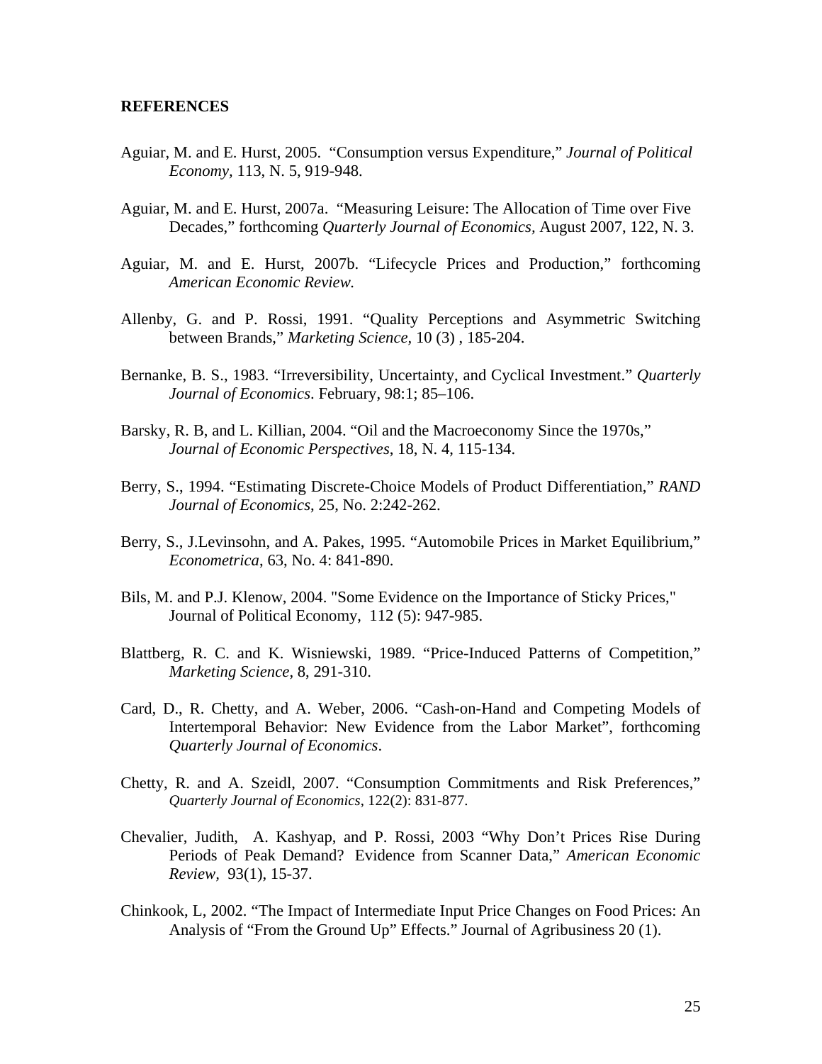**REFERENCES**

Aguiar, M. and E. Hurst, 2005. "Consumption versus Expenditure," *Journal of Political Economy,* 113, N. 5, 919-948.

Aguiar, M. and E. Hurst, 2007a. "Measuring Leisure: The Allocation of Time over Five Decades," forthcoming *Quarterly Journal of Economics,* August 2007, 122, N. 3.

Aguiar, M. and E. Hurst, 2007b. "Lifecycle Prices and Production," forthcoming *American Economic Review.*

Allenby, G. and P. Rossi, 1991. "Quality Perceptions and Asymmetric Switching between Brands," *Marketing Science,* 10 (3) , 185-204.

Bernanke, B. S., 1983. "Irreversibility, Uncertainty, and Cyclical Investment." *Quarterly Journal of Economics*. February, 98:1; 85–106.

Barsky, R. B, and L. Killian, 2004. "Oil and the Macroeconomy Since the 1970s," *Journal of Economic Perspectives*, 18, N. 4, 115-134.

Berry, S., 1994. "Estimating Discrete-Choice Models of Product Differentiation," *RAND Journal of Economics*, 25, No. 2:242-262.

Berry, S., J.Levinsohn, and A. Pakes, 1995. "Automobile Prices in Market Equilibrium," *Econometrica*, 63, No. 4: 841-890.

Bils, M. and P.J. Klenow, 2004. "Some Evidence on the Importance of Sticky Prices," Journal of Political Economy, 112 (5): 947-985.

Blattberg, R. C. and K. Wisniewski, 1989. "Price-Induced Patterns of Competition," *Marketing Science*, 8, 291-310.

Card, D., R. Chetty, and A. Weber, 2006. "Cash-on-Hand and Competing Models of Intertemporal Behavior: New Evidence from the Labor Market", forthcoming *Quarterly Journal of Economics*.

Chetty, R. and A. Szeidl, 2007. "Consumption Commitments and Risk Preferences," *Quarterly Journal of Economics*, 122(2): 831-877.

Chevalier, Judith, A. Kashyap, and P. Rossi, 2003 "Why Don't Prices Rise During Periods of Peak Demand? Evidence from Scanner Data," *American Economic Review*, 93(1), 15-37.

Chinkook, L, 2002. "The Impact of Intermediate Input Price Changes on Food Prices: An Analysis of "From the Ground Up" Effects." Journal of Agribusiness 20 (1).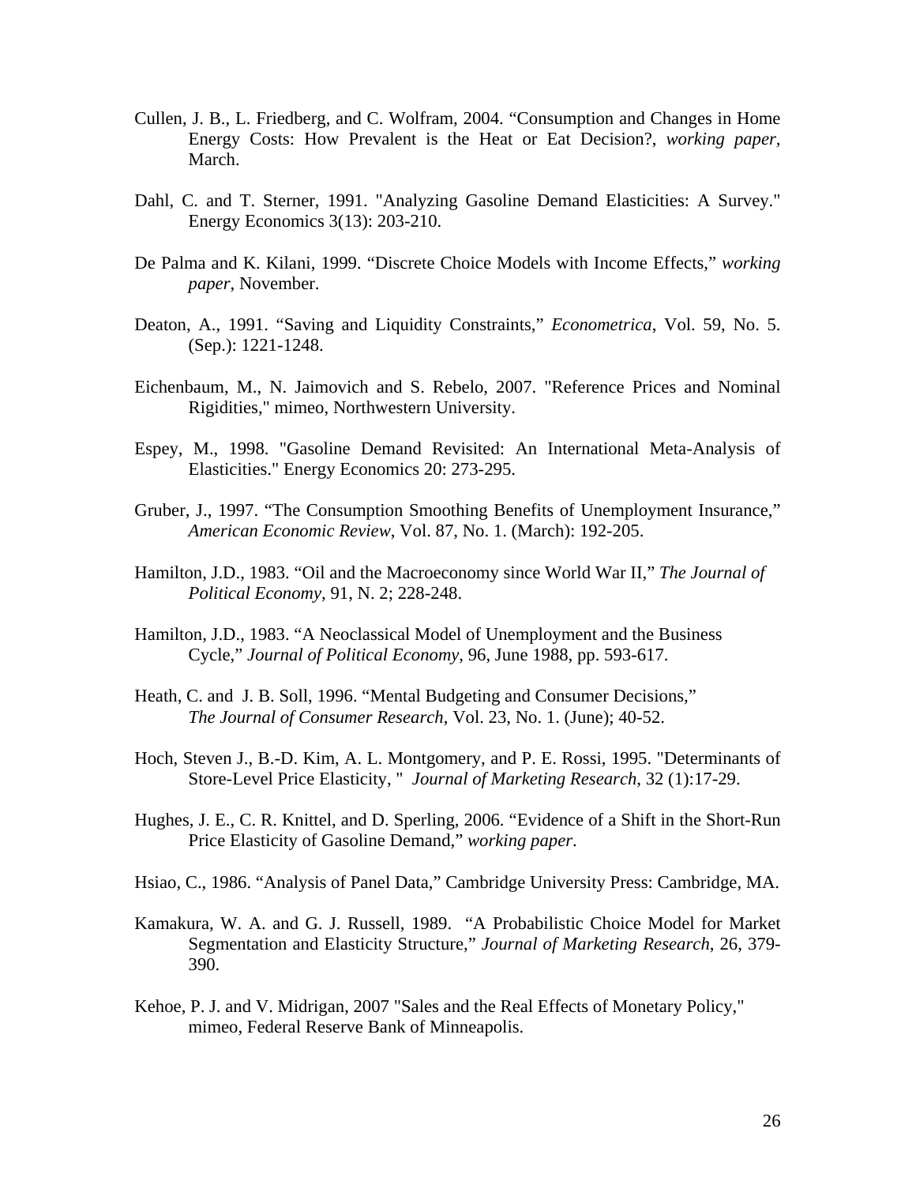Cullen, J. B., L. Friedberg, and C. Wolfram, 2004. “Consumption and Changes in Home Energy Costs: How Prevalent is the Heat or Eat Decision?, *working paper*, March.

Dahl, C. and T. Sterner, 1991. "Analyzing Gasoline Demand Elasticities: A Survey." Energy Economics 3(13): 203-210.

De Palma and K. Kilani, 1999. “Discrete Choice Models with Income Effects,” *working paper*, November.

Deaton, A., 1991. “Saving and Liquidity Constraints,” *Econometrica*, Vol. 59, No. 5. (Sep.): 1221-1248.

Eichenbaum, M., N. Jaimovich and S. Rebelo, 2007. "Reference Prices and Nominal Rigidities," mimeo, Northwestern University.

Espey, M., 1998. "Gasoline Demand Revisited: An International Meta-Analysis of Elasticities." Energy Economics 20: 273-295.

Gruber, J., 1997. “The Consumption Smoothing Benefits of Unemployment Insurance,” *American Economic Review*, Vol. 87, No. 1. (March): 192-205.

Hamilton, J.D., 1983. “Oil and the Macroeconomy since World War II,” *The Journal of Political Economy,* 91, N. 2; 228-248.

Hamilton, J.D., 1983. “A Neoclassical Model of Unemployment and the Business Cycle,” *Journal of Political Economy*, 96, June 1988, pp. 593-617.

Heath, C. and J. B. Soll, 1996. “Mental Budgeting and Consumer Decisions,” *The Journal of Consumer Research*, Vol. 23, No. 1. (June); 40-52.

Hoch, Steven J., B.-D. Kim, A. L. Montgomery, and P. E. Rossi, 1995. "Determinants of Store-Level Price Elasticity, " *Journal of Marketing Research*, 32 (1):17-29.

Hughes, J. E., C. R. Knittel, and D. Sperling, 2006. “Evidence of a Shift in the Short-Run Price Elasticity of Gasoline Demand,” *working paper*.

Hsiao, C., 1986. “Analysis of Panel Data,” Cambridge University Press: Cambridge, MA.

Kamakura, W. A. and G. J. Russell, 1989. “A Probabilistic Choice Model for Market Segmentation and Elasticity Structure,” *Journal of Marketing Research*, 26, 379-390.

Kehoe, P. J. and V. Midrigan, 2007 "Sales and the Real Effects of Monetary Policy," mimeo, Federal Reserve Bank of Minneapolis.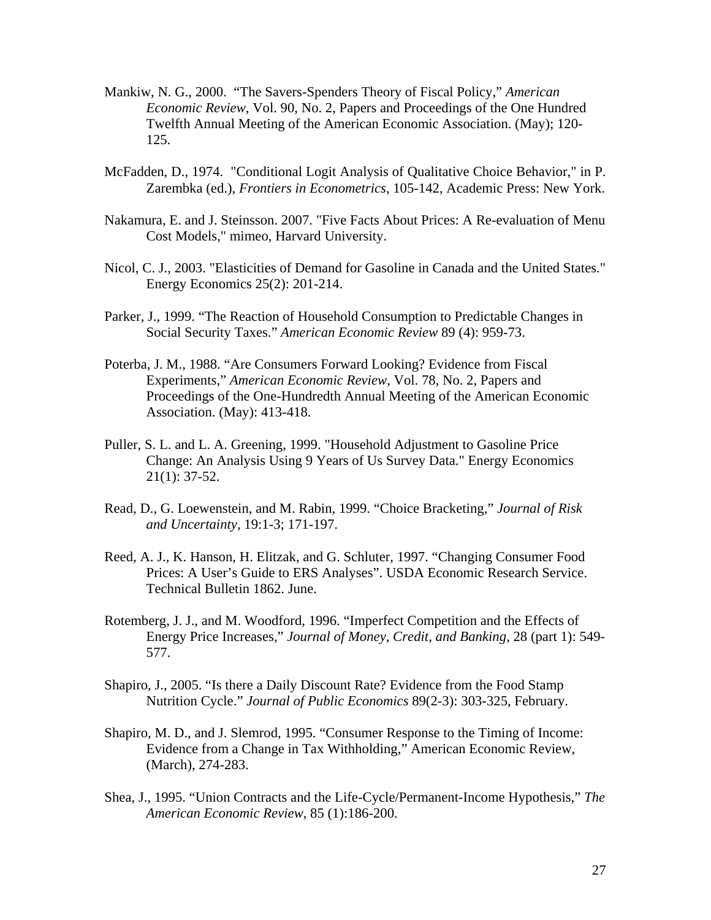Mankiw, N. G., 2000. "The Savers-Spenders Theory of Fiscal Policy," *American Economic Review*, Vol. 90, No. 2, Papers and Proceedings of the One Hundred Twelfth Annual Meeting of the American Economic Association. (May); 120-125.

McFadden, D., 1974. "Conditional Logit Analysis of Qualitative Choice Behavior," in P. Zarembka (ed.), *Frontiers in Econometrics*, 105-142, Academic Press: New York.

Nakamura, E. and J. Steinsson. 2007. "Five Facts About Prices: A Re-evaluation of Menu Cost Models," mimeo, Harvard University.

Nicol, C. J., 2003. "Elasticities of Demand for Gasoline in Canada and the United States." Energy Economics 25(2): 201-214.

Parker, J., 1999. "The Reaction of Household Consumption to Predictable Changes in Social Security Taxes." *American Economic Review* 89 (4): 959-73.

Poterba, J. M., 1988. "Are Consumers Forward Looking? Evidence from Fiscal Experiments," *American Economic Review*, Vol. 78, No. 2, Papers and Proceedings of the One-Hundredth Annual Meeting of the American Economic Association. (May): 413-418.

Puller, S. L. and L. A. Greening, 1999. "Household Adjustment to Gasoline Price Change: An Analysis Using 9 Years of Us Survey Data." Energy Economics 21(1): 37-52.

Read, D., G. Loewenstein, and M. Rabin, 1999. "Choice Bracketing," *Journal of Risk and Uncertainty*, 19:1-3; 171-197.

Reed, A. J., K. Hanson, H. Elitzak, and G. Schluter, 1997. "Changing Consumer Food Prices: A User's Guide to ERS Analyses". USDA Economic Research Service. Technical Bulletin 1862. June.

Rotemberg, J. J., and M. Woodford, 1996. "Imperfect Competition and the Effects of Energy Price Increases," *Journal of Money, Credit, and Banking*, 28 (part 1): 549-577.

Shapiro, J., 2005. "Is there a Daily Discount Rate? Evidence from the Food Stamp Nutrition Cycle." *Journal of Public Economics* 89(2-3): 303-325, February.

Shapiro, M. D., and J. Slemrod, 1995. "Consumer Response to the Timing of Income: Evidence from a Change in Tax Withholding," American Economic Review, (March), 274-283.

Shea, J., 1995. "Union Contracts and the Life-Cycle/Permanent-Income Hypothesis," *The American Economic Review*, 85 (1):186-200.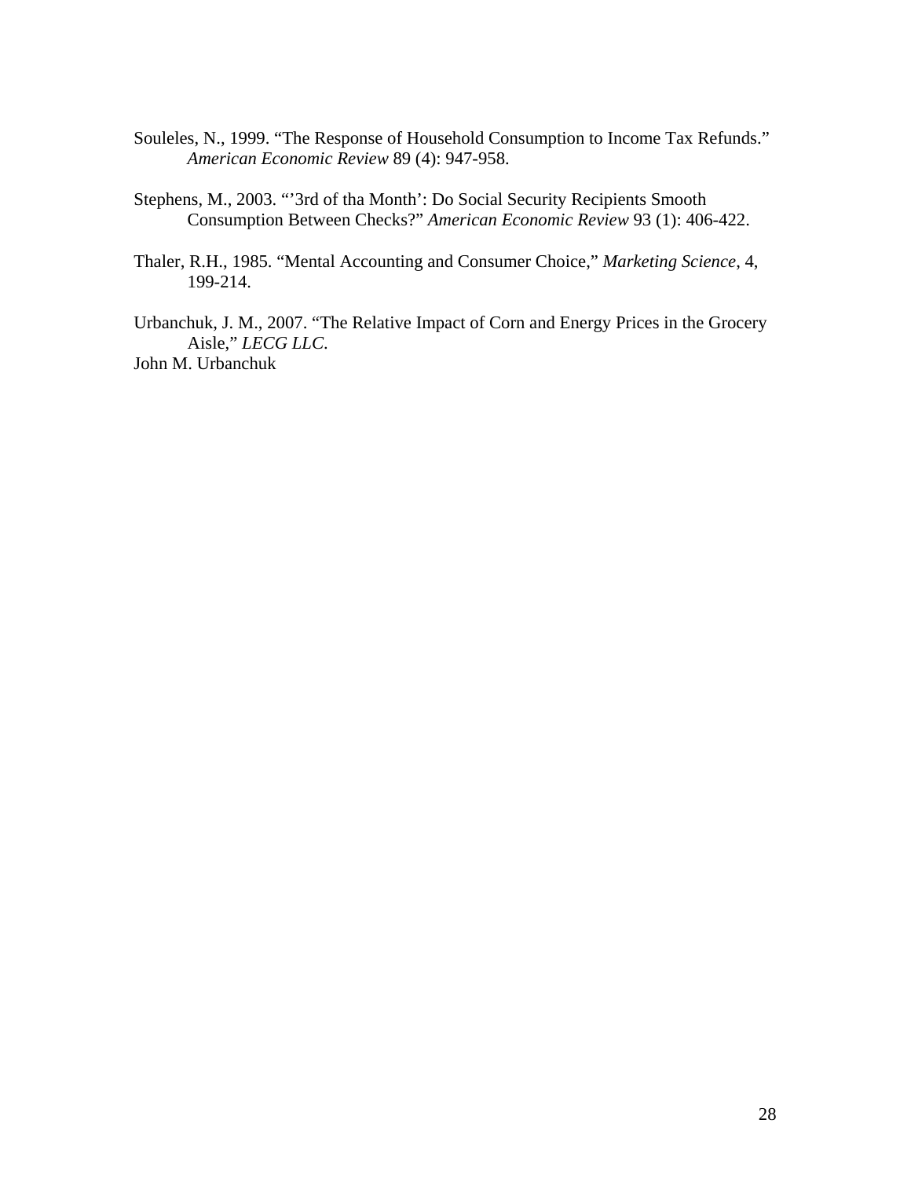Souleles, N., 1999. "The Response of Household Consumption to Income Tax Refunds." *American Economic Review* 89 (4): 947-958.

Stephens, M., 2003. "'3rd of tha Month': Do Social Security Recipients Smooth Consumption Between Checks?" *American Economic Review* 93 (1): 406-422.

Thaler, R.H., 1985. "Mental Accounting and Consumer Choice," *Marketing Science*, 4, 199-214.

Urbanchuk, J. M., 2007. "The Relative Impact of Corn and Energy Prices in the Grocery Aisle," *LECG LLC*.

John M. Urbanchuk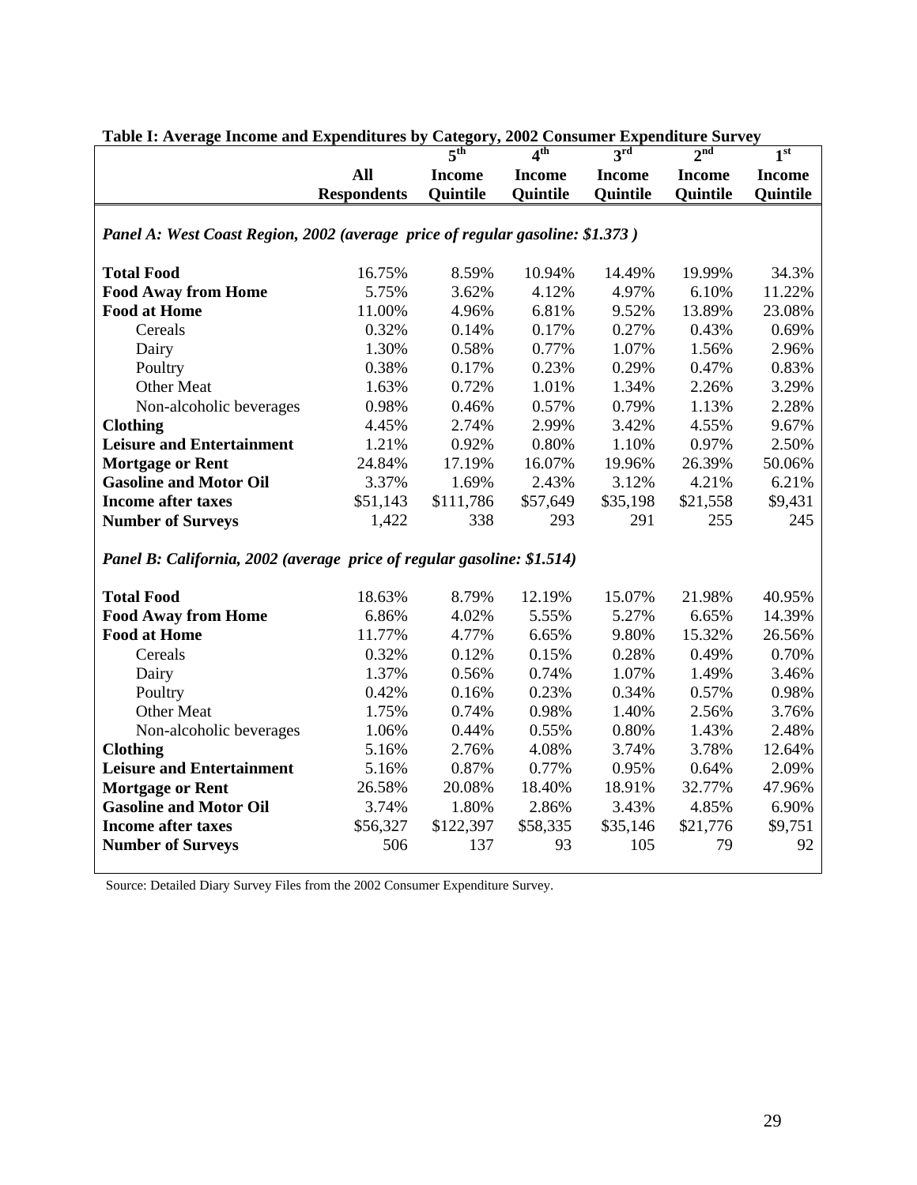**Table I: Average Income and Expenditures by Category, 2002 Consumer Expenditure Survey**

| | All Respondents | 5th Income Quintile | 4th Income Quintile | 3rd Income Quintile | 2nd Income Quintile | 1st Income Quintile |
|---|---|---|---|---|---|---|
| ***Panel A: West Coast Region, 2002 (average price of regular gasoline: $1.373 )*** | | | | | | |
| **Total Food** | 16.75% | 8.59% | 10.94% | 14.49% | 19.99% | 34.3% |
| **Food Away from Home** | 5.75% | 3.62% | 4.12% | 4.97% | 6.10% | 11.22% |
| **Food at Home** | 11.00% | 4.96% | 6.81% | 9.52% | 13.89% | 23.08% |
| Cereals | 0.32% | 0.14% | 0.17% | 0.27% | 0.43% | 0.69% |
| Dairy | 1.30% | 0.58% | 0.77% | 1.07% | 1.56% | 2.96% |
| Poultry | 0.38% | 0.17% | 0.23% | 0.29% | 0.47% | 0.83% |
| Other Meat | 1.63% | 0.72% | 1.01% | 1.34% | 2.26% | 3.29% |
| Non-alcoholic beverages | 0.98% | 0.46% | 0.57% | 0.79% | 1.13% | 2.28% |
| **Clothing** | 4.45% | 2.74% | 2.99% | 3.42% | 4.55% | 9.67% |
| **Leisure and Entertainment** | 1.21% | 0.92% | 0.80% | 1.10% | 0.97% | 2.50% |
| **Mortgage or Rent** | 24.84% | 17.19% | 16.07% | 19.96% | 26.39% | 50.06% |
| **Gasoline and Motor Oil** | 3.37% | 1.69% | 2.43% | 3.12% | 4.21% | 6.21% |
| **Income after taxes** | $51,143 | $111,786 | $57,649 | $35,198 | $21,558 | $9,431 |
| **Number of Surveys** | 1,422 | 338 | 293 | 291 | 255 | 245 |
| ***Panel B: California, 2002 (average price of regular gasoline: $1.514)*** | | | | | | |
| **Total Food** | 18.63% | 8.79% | 12.19% | 15.07% | 21.98% | 40.95% |
| **Food Away from Home** | 6.86% | 4.02% | 5.55% | 5.27% | 6.65% | 14.39% |
| **Food at Home** | 11.77% | 4.77% | 6.65% | 9.80% | 15.32% | 26.56% |
| Cereals | 0.32% | 0.12% | 0.15% | 0.28% | 0.49% | 0.70% |
| Dairy | 1.37% | 0.56% | 0.74% | 1.07% | 1.49% | 3.46% |
| Poultry | 0.42% | 0.16% | 0.23% | 0.34% | 0.57% | 0.98% |
| Other Meat | 1.75% | 0.74% | 0.98% | 1.40% | 2.56% | 3.76% |
| Non-alcoholic beverages | 1.06% | 0.44% | 0.55% | 0.80% | 1.43% | 2.48% |
| **Clothing** | 5.16% | 2.76% | 4.08% | 3.74% | 3.78% | 12.64% |
| **Leisure and Entertainment** | 5.16% | 0.87% | 0.77% | 0.95% | 0.64% | 2.09% |
| **Mortgage or Rent** | 26.58% | 20.08% | 18.40% | 18.91% | 32.77% | 47.96% |
| **Gasoline and Motor Oil** | 3.74% | 1.80% | 2.86% | 3.43% | 4.85% | 6.90% |
| **Income after taxes** | $56,327 | $122,397 | $58,335 | $35,146 | $21,776 | $9,751 |
| **Number of Surveys** | 506 | 137 | 93 | 105 | 79 | 92 |

Source: Detailed Diary Survey Files from the 2002 Consumer Expenditure Survey.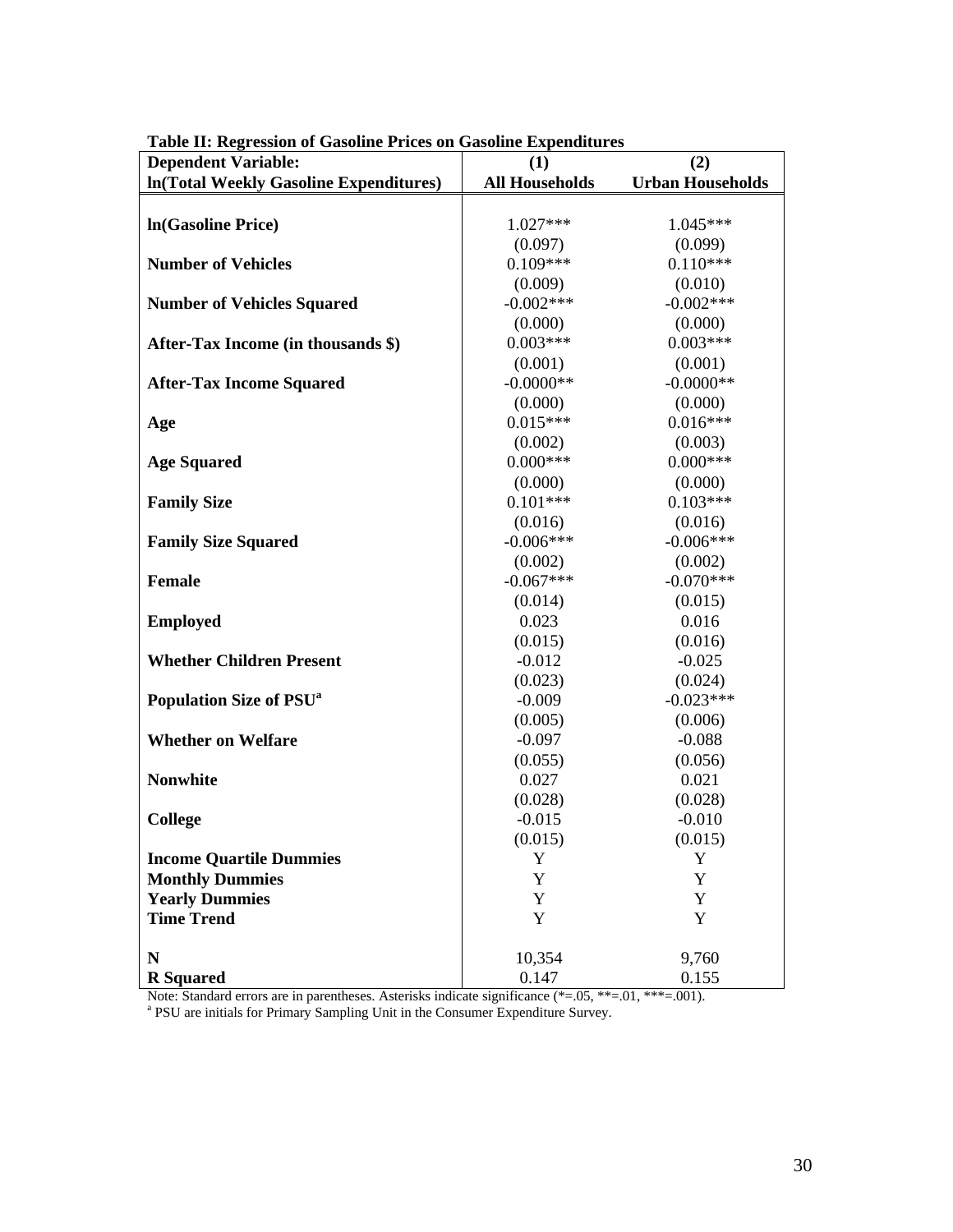**Table II: Regression of Gasoline Prices on Gasoline Expenditures**

| **Dependent Variable:** **ln(Total Weekly Gasoline Expenditures)** | **(1)** **All Households** | **(2)** **Urban Households** |
|---|---|---|
| **ln(Gasoline Price)** | 1.027*** | 1.045*** |
| | (0.097) | (0.099) |
| **Number of Vehicles** | 0.109*** | 0.110*** |
| | (0.009) | (0.010) |
| **Number of Vehicles Squared** | -0.002*** | -0.002*** |
| | (0.000) | (0.000) |
| **After-Tax Income (in thousands $)** | 0.003*** | 0.003*** |
| | (0.001) | (0.001) |
| **After-Tax Income Squared** | -0.0000** | -0.0000** |
| | (0.000) | (0.000) |
| **Age** | 0.015*** | 0.016*** |
| | (0.002) | (0.003) |
| **Age Squared** | 0.000*** | 0.000*** |
| | (0.000) | (0.000) |
| **Family Size** | 0.101*** | 0.103*** |
| | (0.016) | (0.016) |
| **Family Size Squared** | -0.006*** | -0.006*** |
| | (0.002) | (0.002) |
| **Female** | -0.067*** | -0.070*** |
| | (0.014) | (0.015) |
| **Employed** | 0.023 | 0.016 |
| | (0.015) | (0.016) |
| **Whether Children Present** | -0.012 | -0.025 |
| | (0.023) | (0.024) |
| **Population Size of PSU**[a] | -0.009 | -0.023*** |
| | (0.005) | (0.006) |
| **Whether on Welfare** | -0.097 | -0.088 |
| | (0.055) | (0.056) |
| **Nonwhite** | 0.027 | 0.021 |
| | (0.028) | (0.028) |
| **College** | -0.015 | -0.010 |
| | (0.015) | (0.015) |
| **Income Quartile Dummies** | Y | Y |
| **Monthly Dummies** | Y | Y |
| **Yearly Dummies** | Y | Y |
| **Time Trend** | Y | Y |
| **N** | 10,354 | 9,760 |
| **R Squared** | 0.147 | 0.155 |

Note: Standard errors are in parentheses. Asterisks indicate significance (*=.05, **=.01, ***=.001).
[a] PSU are initials for Primary Sampling Unit in the Consumer Expenditure Survey.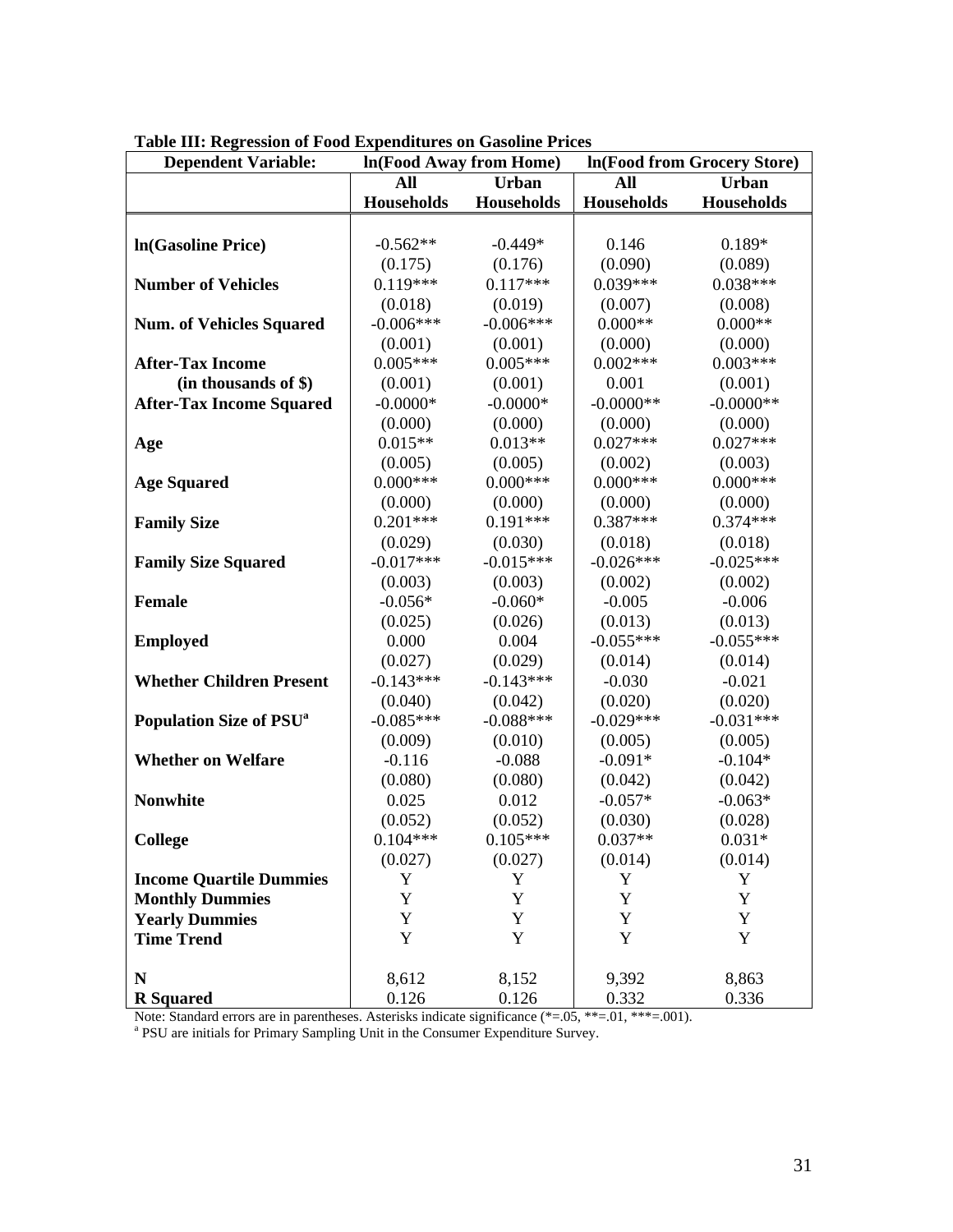**Table III: Regression of Food Expenditures on Gasoline Prices**

| Dependent Variable: | ln(Food Away from Home) | | ln(Food from Grocery Store) | |
|---|---|---|---|---|
| | All Households | Urban Households | All Households | Urban Households |
| **ln(Gasoline Price)** | -0.562** | -0.449* | 0.146 | 0.189* |
| | (0.175) | (0.176) | (0.090) | (0.089) |
| **Number of Vehicles** | 0.119*** | 0.117*** | 0.039*** | 0.038*** |
| | (0.018) | (0.019) | (0.007) | (0.008) |
| **Num. of Vehicles Squared** | -0.006*** | -0.006*** | 0.000** | 0.000** |
| | (0.001) | (0.001) | (0.000) | (0.000) |
| **After-Tax Income** | 0.005*** | 0.005*** | 0.002*** | 0.003*** |
| **(in thousands of $)** | (0.001) | (0.001) | 0.001 | (0.001) |
| **After-Tax Income Squared** | -0.0000* | -0.0000* | -0.0000** | -0.0000** |
| | (0.000) | (0.000) | (0.000) | (0.000) |
| **Age** | 0.015** | 0.013** | 0.027*** | 0.027*** |
| | (0.005) | (0.005) | (0.002) | (0.003) |
| **Age Squared** | 0.000*** | 0.000*** | 0.000*** | 0.000*** |
| | (0.000) | (0.000) | (0.000) | (0.000) |
| **Family Size** | 0.201*** | 0.191*** | 0.387*** | 0.374*** |
| | (0.029) | (0.030) | (0.018) | (0.018) |
| **Family Size Squared** | -0.017*** | -0.015*** | -0.026*** | -0.025*** |
| | (0.003) | (0.003) | (0.002) | (0.002) |
| **Female** | -0.056* | -0.060* | -0.005 | -0.006 |
| | (0.025) | (0.026) | (0.013) | (0.013) |
| **Employed** | 0.000 | 0.004 | -0.055*** | -0.055*** |
| | (0.027) | (0.029) | (0.014) | (0.014) |
| **Whether Children Present** | -0.143*** | -0.143*** | -0.030 | -0.021 |
| | (0.040) | (0.042) | (0.020) | (0.020) |
| **Population Size of PSU[a]** | -0.085*** | -0.088*** | -0.029*** | -0.031*** |
| | (0.009) | (0.010) | (0.005) | (0.005) |
| **Whether on Welfare** | -0.116 | -0.088 | -0.091* | -0.104* |
| | (0.080) | (0.080) | (0.042) | (0.042) |
| **Nonwhite** | 0.025 | 0.012 | -0.057* | -0.063* |
| | (0.052) | (0.052) | (0.030) | (0.028) |
| **College** | 0.104*** | 0.105*** | 0.037** | 0.031* |
| | (0.027) | (0.027) | (0.014) | (0.014) |
| **Income Quartile Dummies** | Y | Y | Y | Y |
| **Monthly Dummies** | Y | Y | Y | Y |
| **Yearly Dummies** | Y | Y | Y | Y |
| **Time Trend** | Y | Y | Y | Y |
| **N** | 8,612 | 8,152 | 9,392 | 8,863 |
| **R Squared** | 0.126 | 0.126 | 0.332 | 0.336 |

Note: Standard errors are in parentheses. Asterisks indicate significance (*=.05, **=.01, ***=.001).
[a] PSU are initials for Primary Sampling Unit in the Consumer Expenditure Survey.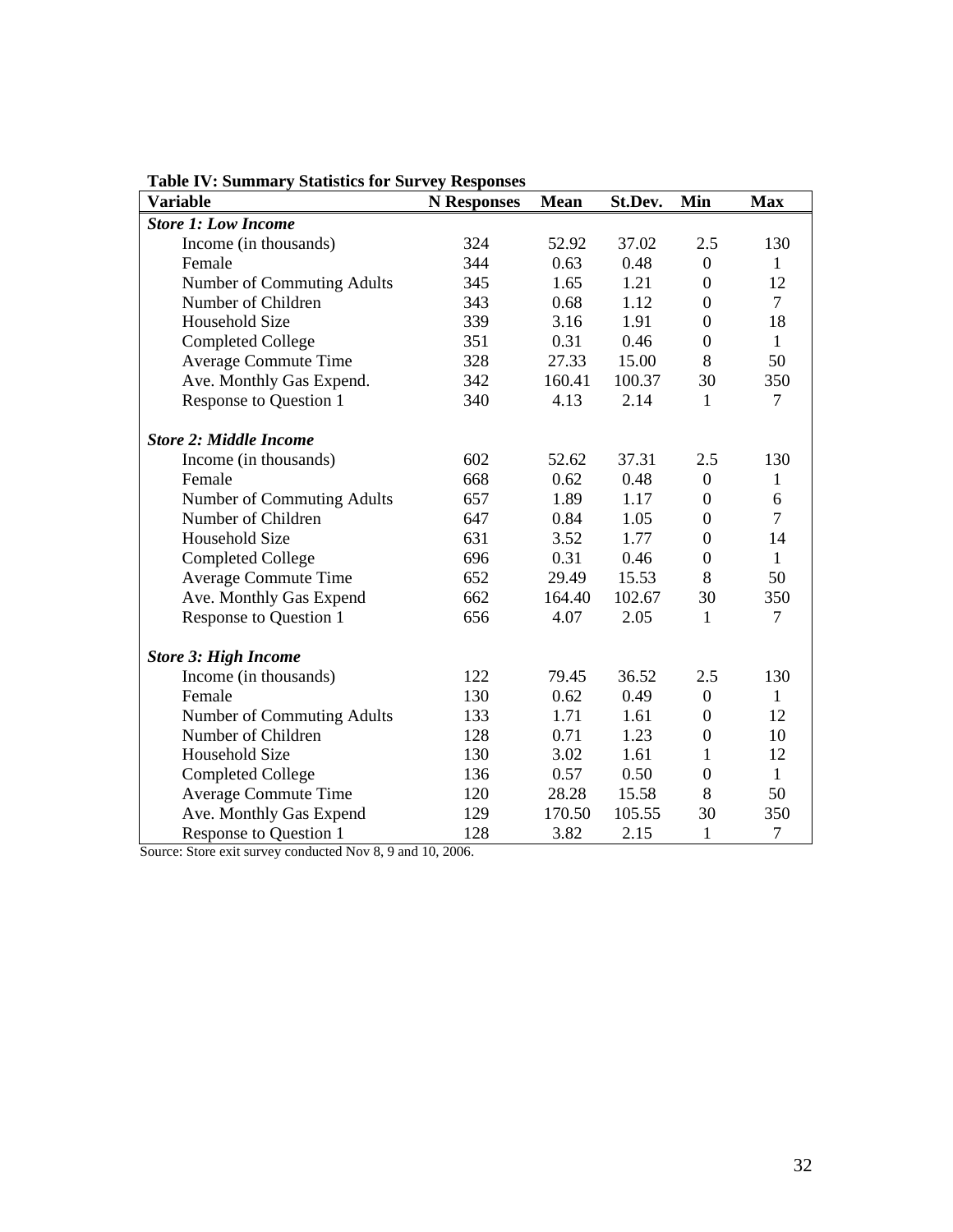**Table IV: Summary Statistics for Survey Responses**

| Variable | N Responses | Mean | St.Dev. | Min | Max |
|---|---|---|---|---|---|
| ***Store 1: Low Income*** | | | | | |
| Income (in thousands) | 324 | 52.92 | 37.02 | 2.5 | 130 |
| Female | 344 | 0.63 | 0.48 | 0 | 1 |
| Number of Commuting Adults | 345 | 1.65 | 1.21 | 0 | 12 |
| Number of Children | 343 | 0.68 | 1.12 | 0 | 7 |
| Household Size | 339 | 3.16 | 1.91 | 0 | 18 |
| Completed College | 351 | 0.31 | 0.46 | 0 | 1 |
| Average Commute Time | 328 | 27.33 | 15.00 | 8 | 50 |
| Ave. Monthly Gas Expend. | 342 | 160.41 | 100.37 | 30 | 350 |
| Response to Question 1 | 340 | 4.13 | 2.14 | 1 | 7 |
| ***Store 2: Middle Income*** | | | | | |
| Income (in thousands) | 602 | 52.62 | 37.31 | 2.5 | 130 |
| Female | 668 | 0.62 | 0.48 | 0 | 1 |
| Number of Commuting Adults | 657 | 1.89 | 1.17 | 0 | 6 |
| Number of Children | 647 | 0.84 | 1.05 | 0 | 7 |
| Household Size | 631 | 3.52 | 1.77 | 0 | 14 |
| Completed College | 696 | 0.31 | 0.46 | 0 | 1 |
| Average Commute Time | 652 | 29.49 | 15.53 | 8 | 50 |
| Ave. Monthly Gas Expend | 662 | 164.40 | 102.67 | 30 | 350 |
| Response to Question 1 | 656 | 4.07 | 2.05 | 1 | 7 |
| ***Store 3: High Income*** | | | | | |
| Income (in thousands) | 122 | 79.45 | 36.52 | 2.5 | 130 |
| Female | 130 | 0.62 | 0.49 | 0 | 1 |
| Number of Commuting Adults | 133 | 1.71 | 1.61 | 0 | 12 |
| Number of Children | 128 | 0.71 | 1.23 | 0 | 10 |
| Household Size | 130 | 3.02 | 1.61 | 1 | 12 |
| Completed College | 136 | 0.57 | 0.50 | 0 | 1 |
| Average Commute Time | 120 | 28.28 | 15.58 | 8 | 50 |
| Ave. Monthly Gas Expend | 129 | 170.50 | 105.55 | 30 | 350 |
| Response to Question 1 | 128 | 3.82 | 2.15 | 1 | 7 |

Source: Store exit survey conducted Nov 8, 9 and 10, 2006.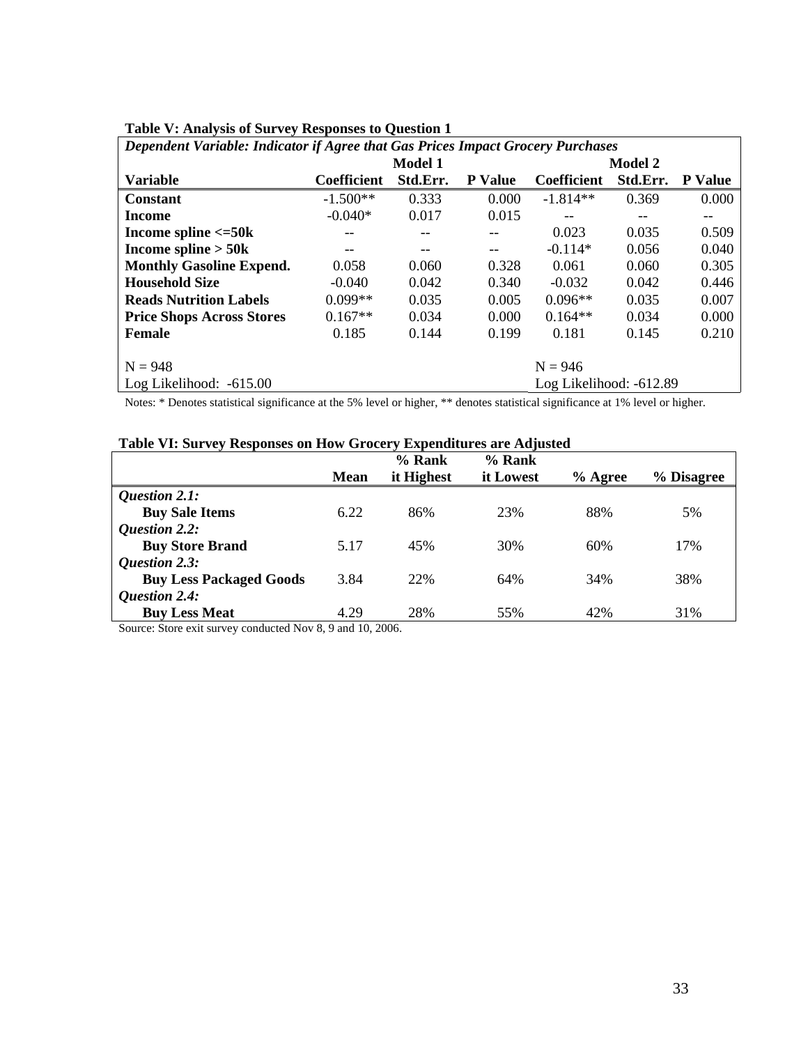**Table V: Analysis of Survey Responses to Question 1**

| *Dependent Variable: Indicator if Agree that Gas Prices Impact Grocery Purchases* | | | | | | |
|---|---|---|---|---|---|---|
| | Model 1 | | | Model 2 | | |
| **Variable** | **Coefficient** | **Std.Err.** | **P Value** | **Coefficient** | **Std.Err.** | **P Value** |
| **Constant** | -1.500** | 0.333 | 0.000 | -1.814** | 0.369 | 0.000 |
| **Income** | -0.040* | 0.017 | 0.015 | -- | -- | -- |
| **Income spline <=50k** | -- | -- | -- | 0.023 | 0.035 | 0.509 |
| **Income spline > 50k** | -- | -- | -- | -0.114* | 0.056 | 0.040 |
| **Monthly Gasoline Expend.** | 0.058 | 0.060 | 0.328 | 0.061 | 0.060 | 0.305 |
| **Household Size** | -0.040 | 0.042 | 0.340 | -0.032 | 0.042 | 0.446 |
| **Reads Nutrition Labels** | 0.099** | 0.035 | 0.005 | 0.096** | 0.035 | 0.007 |
| **Price Shops Across Stores** | 0.167** | 0.034 | 0.000 | 0.164** | 0.034 | 0.000 |
| **Female** | 0.185 | 0.144 | 0.199 | 0.181 | 0.145 | 0.210 |
| N = 948 | | | | N = 946 | | |
| Log Likelihood: -615.00 | | | | Log Likelihood: -612.89 | | |

Notes: * Denotes statistical significance at the 5% level or higher, ** denotes statistical significance at 1% level or higher.

**Table VI: Survey Responses on How Grocery Expenditures are Adjusted**

| | **Mean** | **% Rank it Highest** | **% Rank it Lowest** | **% Agree** | **% Disagree** |
|---|---|---|---|---|---|
| ***Question 2.1:*** | | | | | |
| **Buy Sale Items** | 6.22 | 86% | 23% | 88% | 5% |
| ***Question 2.2:*** | | | | | |
| **Buy Store Brand** | 5.17 | 45% | 30% | 60% | 17% |
| ***Question 2.3:*** | | | | | |
| **Buy Less Packaged Goods** | 3.84 | 22% | 64% | 34% | 38% |
| ***Question 2.4:*** | | | | | |
| **Buy Less Meat** | 4.29 | 28% | 55% | 42% | 31% |

Source: Store exit survey conducted Nov 8, 9 and 10, 2006.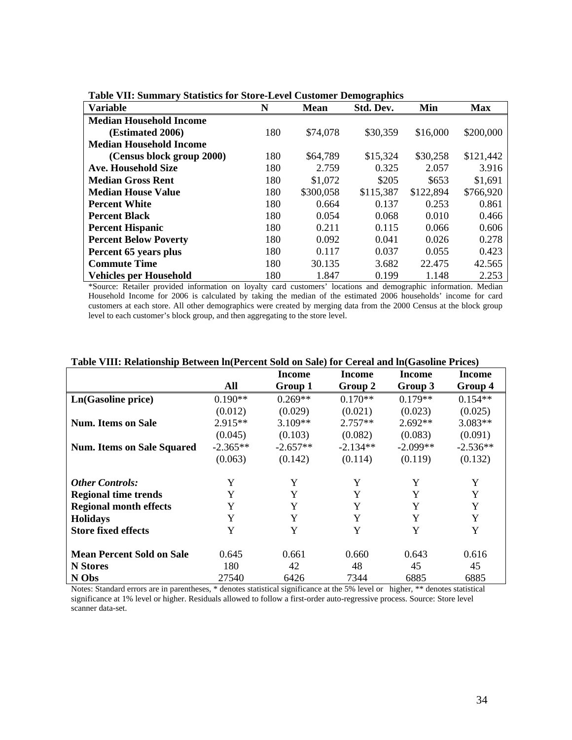**Table VII: Summary Statistics for Store-Level Customer Demographics**

| Variable | N | Mean | Std. Dev. | Min | Max |
|---|---|---|---|---|---|
| **Median Household Income (Estimated 2006)** | 180 | $74,078 | $30,359 | $16,000 | $200,000 |
| **Median Household Income (Census block group 2000)** | 180 | $64,789 | $15,324 | $30,258 | $121,442 |
| **Ave. Household Size** | 180 | 2.759 | 0.325 | 2.057 | 3.916 |
| **Median Gross Rent** | 180 | $1,072 | $205 | $653 | $1,691 |
| **Median House Value** | 180 | $300,058 | $115,387 | $122,894 | $766,920 |
| **Percent White** | 180 | 0.664 | 0.137 | 0.253 | 0.861 |
| **Percent Black** | 180 | 0.054 | 0.068 | 0.010 | 0.466 |
| **Percent Hispanic** | 180 | 0.211 | 0.115 | 0.066 | 0.606 |
| **Percent Below Poverty** | 180 | 0.092 | 0.041 | 0.026 | 0.278 |
| **Percent 65 years plus** | 180 | 0.117 | 0.037 | 0.055 | 0.423 |
| **Commute Time** | 180 | 30.135 | 3.682 | 22.475 | 42.565 |
| **Vehicles per Household** | 180 | 1.847 | 0.199 | 1.148 | 2.253 |

*Source: Retailer provided information on loyalty card customers' locations and demographic information. Median Household Income for 2006 is calculated by taking the median of the estimated 2006 households' income for card customers at each store. All other demographics were created by merging data from the 2000 Census at the block group level to each customer's block group, and then aggregating to the store level.

**Table VIII: Relationship Between ln(Percent Sold on Sale) for Cereal and ln(Gasoline Prices)**

| | All | Income Group 1 | Income Group 2 | Income Group 3 | Income Group 4 |
|---|---|---|---|---|---|
| **Ln(Gasoline price)** | 0.190** | 0.269** | 0.170** | 0.179** | 0.154** |
| | (0.012) | (0.029) | (0.021) | (0.023) | (0.025) |
| **Num. Items on Sale** | 2.915** | 3.109** | 2.757** | 2.692** | 3.083** |
| | (0.045) | (0.103) | (0.082) | (0.083) | (0.091) |
| **Num. Items on Sale Squared** | -2.365** | -2.657** | -2.134** | -2.099** | -2.536** |
| | (0.063) | (0.142) | (0.114) | (0.119) | (0.132) |
| ***Other Controls:*** | Y | Y | Y | Y | Y |
| **Regional time trends** | Y | Y | Y | Y | Y |
| **Regional month effects** | Y | Y | Y | Y | Y |
| **Holidays** | Y | Y | Y | Y | Y |
| **Store fixed effects** | Y | Y | Y | Y | Y |
| **Mean Percent Sold on Sale** | 0.645 | 0.661 | 0.660 | 0.643 | 0.616 |
| **N Stores** | 180 | 42 | 48 | 45 | 45 |
| **N Obs** | 27540 | 6426 | 7344 | 6885 | 6885 |

Notes: Standard errors are in parentheses, * denotes statistical significance at the 5% level or higher, ** denotes statistical significance at 1% level or higher. Residuals allowed to follow a first-order auto-regressive process. Source: Store level scanner data-set.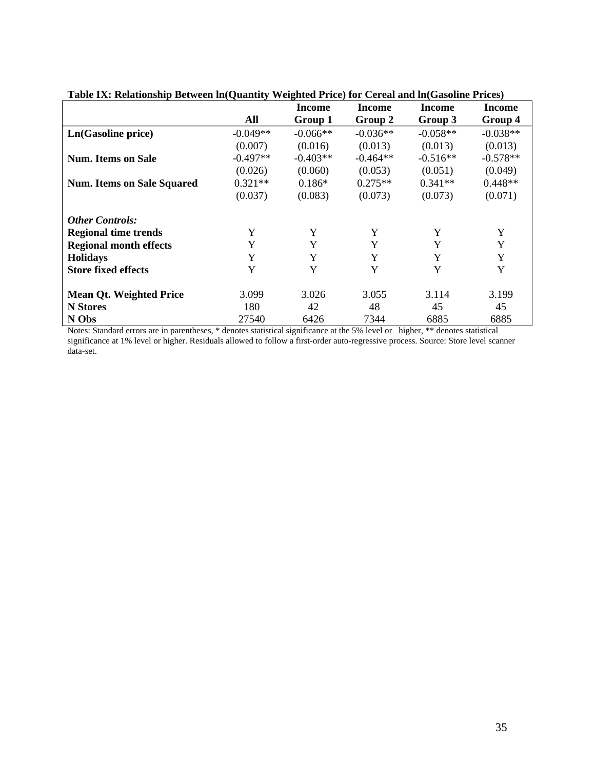**Table IX: Relationship Between ln(Quantity Weighted Price) for Cereal and ln(Gasoline Prices)**

| | All | Income Group 1 | Income Group 2 | Income Group 3 | Income Group 4 |
|---|---|---|---|---|---|
| **Ln(Gasoline price)** | -0.049** | -0.066** | -0.036** | -0.058** | -0.038** |
| | (0.007) | (0.016) | (0.013) | (0.013) | (0.013) |
| **Num. Items on Sale** | -0.497** | -0.403** | -0.464** | -0.516** | -0.578** |
| | (0.026) | (0.060) | (0.053) | (0.051) | (0.049) |
| **Num. Items on Sale Squared** | 0.321** | 0.186* | 0.275** | 0.341** | 0.448** |
| | (0.037) | (0.083) | (0.073) | (0.073) | (0.071) |
| ***Other Controls:*** | | | | | |
| **Regional time trends** | Y | Y | Y | Y | Y |
| **Regional month effects** | Y | Y | Y | Y | Y |
| **Holidays** | Y | Y | Y | Y | Y |
| **Store fixed effects** | Y | Y | Y | Y | Y |
| **Mean Qt. Weighted Price** | 3.099 | 3.026 | 3.055 | 3.114 | 3.199 |
| **N Stores** | 180 | 42 | 48 | 45 | 45 |
| **N Obs** | 27540 | 6426 | 7344 | 6885 | 6885 |

Notes: Standard errors are in parentheses, * denotes statistical significance at the 5% level or higher, ** denotes statistical significance at 1% level or higher. Residuals allowed to follow a first-order auto-regressive process. Source: Store level scanner data-set.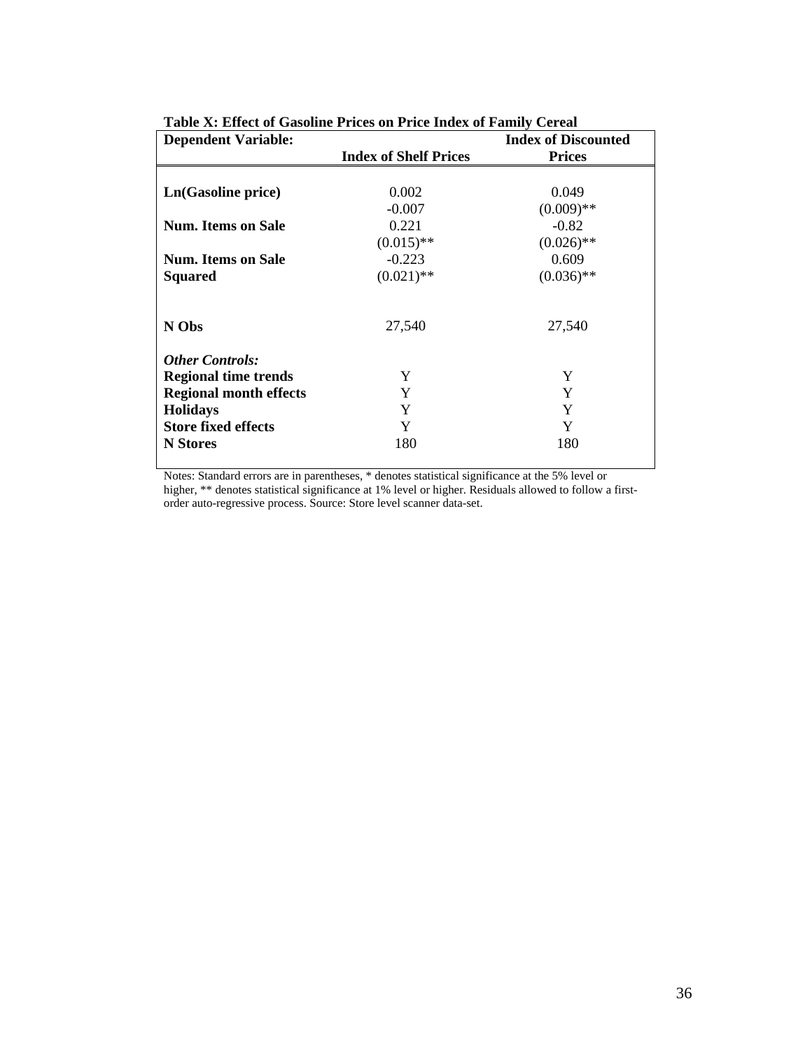**Table X: Effect of Gasoline Prices on Price Index of Family Cereal**

| Dependent Variable: | Index of Shelf Prices | Index of Discounted Prices |
|---|---|---|
| **Ln(Gasoline price)** | 0.002 | 0.049 |
| | -0.007 | (0.009)** |
| **Num. Items on Sale** | 0.221 | -0.82 |
| | (0.015)** | (0.026)** |
| **Num. Items on Sale Squared** | -0.223 | 0.609 |
| | (0.021)** | (0.036)** |
| **N Obs** | 27,540 | 27,540 |
| ***Other Controls:*** | | |
| **Regional time trends** | Y | Y |
| **Regional month effects** | Y | Y |
| **Holidays** | Y | Y |
| **Store fixed effects** | Y | Y |
| **N Stores** | 180 | 180 |

Notes: Standard errors are in parentheses, * denotes statistical significance at the 5% level or higher, ** denotes statistical significance at 1% level or higher. Residuals allowed to follow a first-order auto-regressive process. Source: Store level scanner data-set.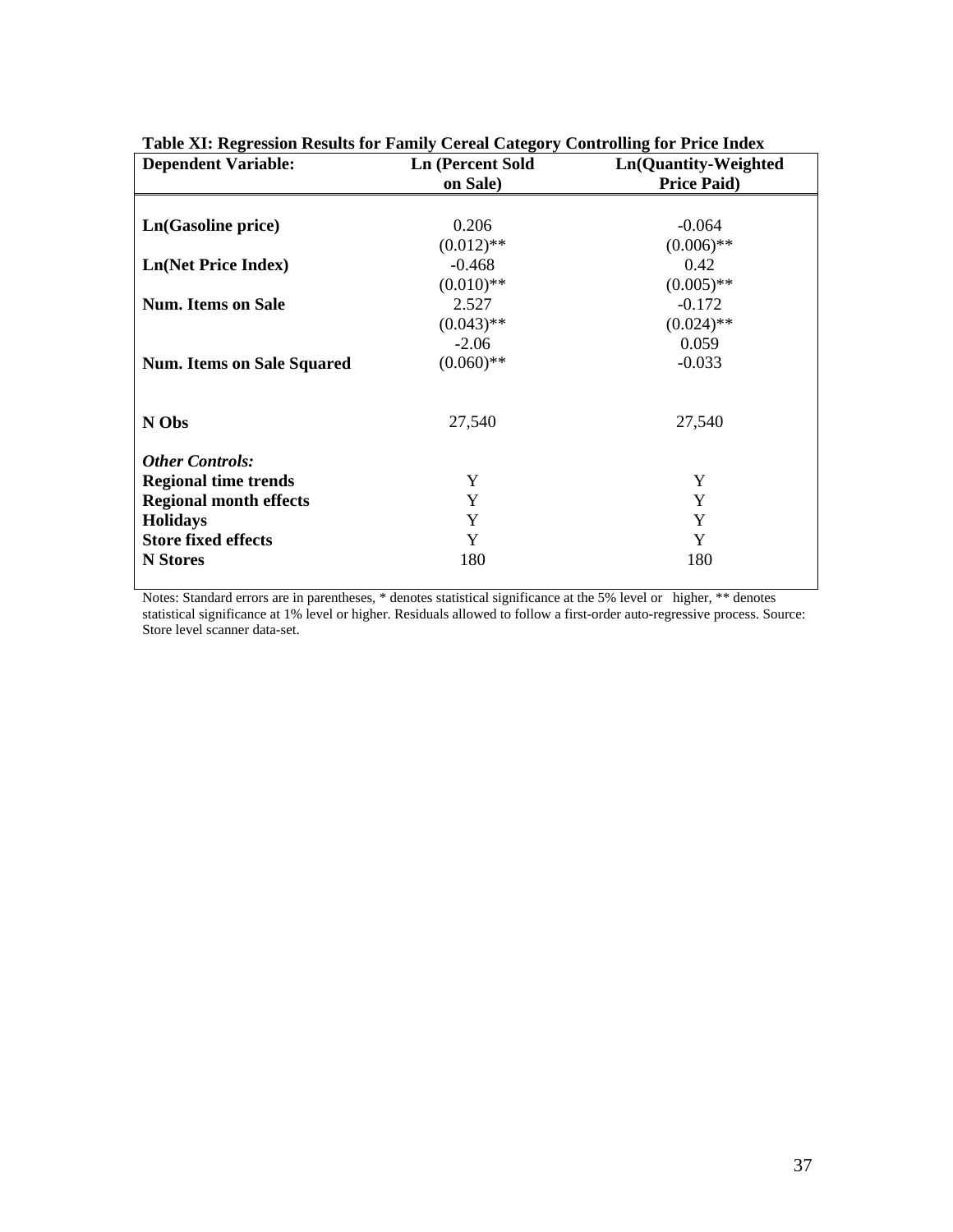**Table XI: Regression Results for Family Cereal Category Controlling for Price Index**

| Dependent Variable: | Ln (Percent Sold on Sale) | Ln(Quantity-Weighted Price Paid) |
|---|---|---|
| **Ln(Gasoline price)** | 0.206 | -0.064 |
| | (0.012)** | (0.006)** |
| **Ln(Net Price Index)** | -0.468 | 0.42 |
| | (0.010)** | (0.005)** |
| **Num. Items on Sale** | 2.527 | -0.172 |
| | (0.043)** | (0.024)** |
| | -2.06 | 0.059 |
| **Num. Items on Sale Squared** | (0.060)** | -0.033 |
| | | |
| **N Obs** | 27,540 | 27,540 |
| ***Other Controls:*** | | |
| **Regional time trends** | Y | Y |
| **Regional month effects** | Y | Y |
| **Holidays** | Y | Y |
| **Store fixed effects** | Y | Y |
| **N Stores** | 180 | 180 |

Notes: Standard errors are in parentheses, * denotes statistical significance at the 5% level or higher, ** denotes statistical significance at 1% level or higher. Residuals allowed to follow a first-order auto-regressive process. Source: Store level scanner data-set.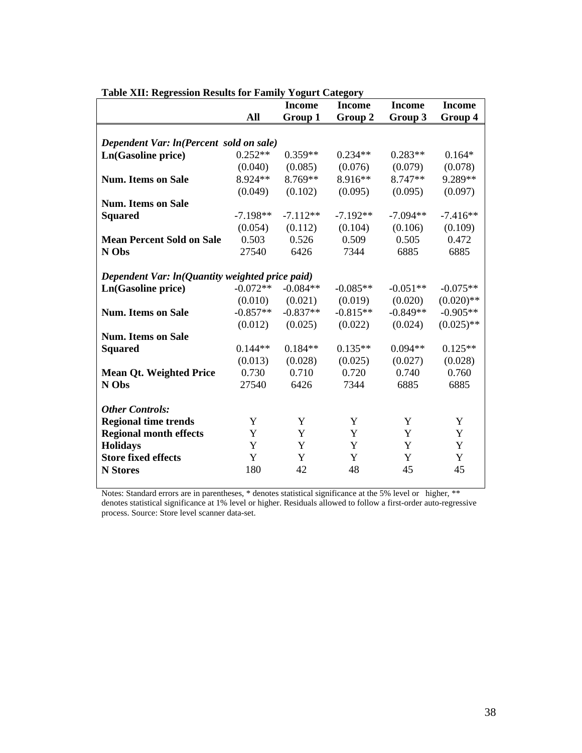**Table XII: Regression Results for Family Yogurt Category**

| | All | Income Group 1 | Income Group 2 | Income Group 3 | Income Group 4 |
|---|---|---|---|---|---|
| ***Dependent Var: ln(Percent sold on sale)*** | | | | | |
| **Ln(Gasoline price)** | 0.252** | 0.359** | 0.234** | 0.283** | 0.164* |
| | (0.040) | (0.085) | (0.076) | (0.079) | (0.078) |
| **Num. Items on Sale** | 8.924** | 8.769** | 8.916** | 8.747** | 9.289** |
| | (0.049) | (0.102) | (0.095) | (0.095) | (0.097) |
| **Num. Items on Sale Squared** | -7.198** | -7.112** | -7.192** | -7.094** | -7.416** |
| | (0.054) | (0.112) | (0.104) | (0.106) | (0.109) |
| **Mean Percent Sold on Sale** | 0.503 | 0.526 | 0.509 | 0.505 | 0.472 |
| **N Obs** | 27540 | 6426 | 7344 | 6885 | 6885 |
| ***Dependent Var: ln(Quantity weighted price paid)*** | | | | | |
| **Ln(Gasoline price)** | -0.072** | -0.084** | -0.085** | -0.051** | -0.075** |
| | (0.010) | (0.021) | (0.019) | (0.020) | (0.020)** |
| **Num. Items on Sale** | -0.857** | -0.837** | -0.815** | -0.849** | -0.905** |
| | (0.012) | (0.025) | (0.022) | (0.024) | (0.025)** |
| **Num. Items on Sale Squared** | 0.144** | 0.184** | 0.135** | 0.094** | 0.125** |
| | (0.013) | (0.028) | (0.025) | (0.027) | (0.028) |
| **Mean Qt. Weighted Price** | 0.730 | 0.710 | 0.720 | 0.740 | 0.760 |
| **N Obs** | 27540 | 6426 | 7344 | 6885 | 6885 |
| ***Other Controls:*** | | | | | |
| **Regional time trends** | Y | Y | Y | Y | Y |
| **Regional month effects** | Y | Y | Y | Y | Y |
| **Holidays** | Y | Y | Y | Y | Y |
| **Store fixed effects** | Y | Y | Y | Y | Y |
| **N Stores** | 180 | 42 | 48 | 45 | 45 |

Notes: Standard errors are in parentheses, * denotes statistical significance at the 5% level or higher, ** denotes statistical significance at 1% level or higher. Residuals allowed to follow a first-order auto-regressive process. Source: Store level scanner data-set.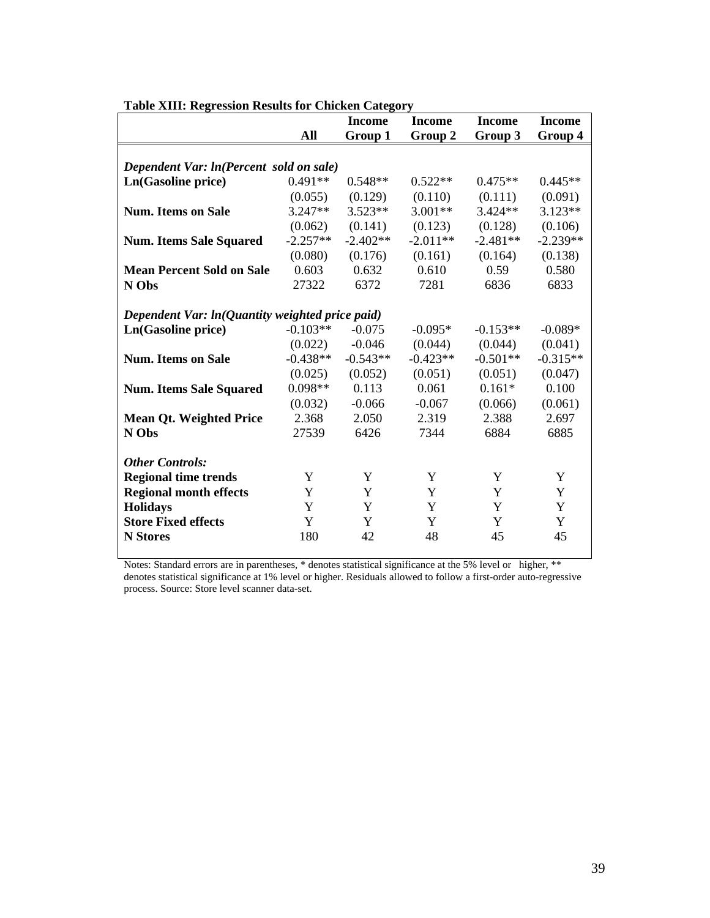**Table XIII: Regression Results for Chicken Category**

| | All | Income Group 1 | Income Group 2 | Income Group 3 | Income Group 4 |
|---|---|---|---|---|---|
| ***Dependent Var: ln(Percent sold on sale)*** | | | | | |
| **Ln(Gasoline price)** | 0.491** | 0.548** | 0.522** | 0.475** | 0.445** |
| | (0.055) | (0.129) | (0.110) | (0.111) | (0.091) |
| **Num. Items on Sale** | 3.247** | 3.523** | 3.001** | 3.424** | 3.123** |
| | (0.062) | (0.141) | (0.123) | (0.128) | (0.106) |
| **Num. Items Sale Squared** | -2.257** | -2.402** | -2.011** | -2.481** | -2.239** |
| | (0.080) | (0.176) | (0.161) | (0.164) | (0.138) |
| **Mean Percent Sold on Sale** | 0.603 | 0.632 | 0.610 | 0.59 | 0.580 |
| **N Obs** | 27322 | 6372 | 7281 | 6836 | 6833 |
| ***Dependent Var: ln(Quantity weighted price paid)*** | | | | | |
| **Ln(Gasoline price)** | -0.103** | -0.075 | -0.095* | -0.153** | -0.089* |
| | (0.022) | -0.046 | (0.044) | (0.044) | (0.041) |
| **Num. Items on Sale** | -0.438** | -0.543** | -0.423** | -0.501** | -0.315** |
| | (0.025) | (0.052) | (0.051) | (0.051) | (0.047) |
| **Num. Items Sale Squared** | 0.098** | 0.113 | 0.061 | 0.161* | 0.100 |
| | (0.032) | -0.066 | -0.067 | (0.066) | (0.061) |
| **Mean Qt. Weighted Price** | 2.368 | 2.050 | 2.319 | 2.388 | 2.697 |
| **N Obs** | 27539 | 6426 | 7344 | 6884 | 6885 |
| ***Other Controls:*** | | | | | |
| **Regional time trends** | Y | Y | Y | Y | Y |
| **Regional month effects** | Y | Y | Y | Y | Y |
| **Holidays** | Y | Y | Y | Y | Y |
| **Store Fixed effects** | Y | Y | Y | Y | Y |
| **N Stores** | 180 | 42 | 48 | 45 | 45 |

Notes: Standard errors are in parentheses, * denotes statistical significance at the 5% level or higher, ** denotes statistical significance at 1% level or higher. Residuals allowed to follow a first-order auto-regressive process. Source: Store level scanner data-set.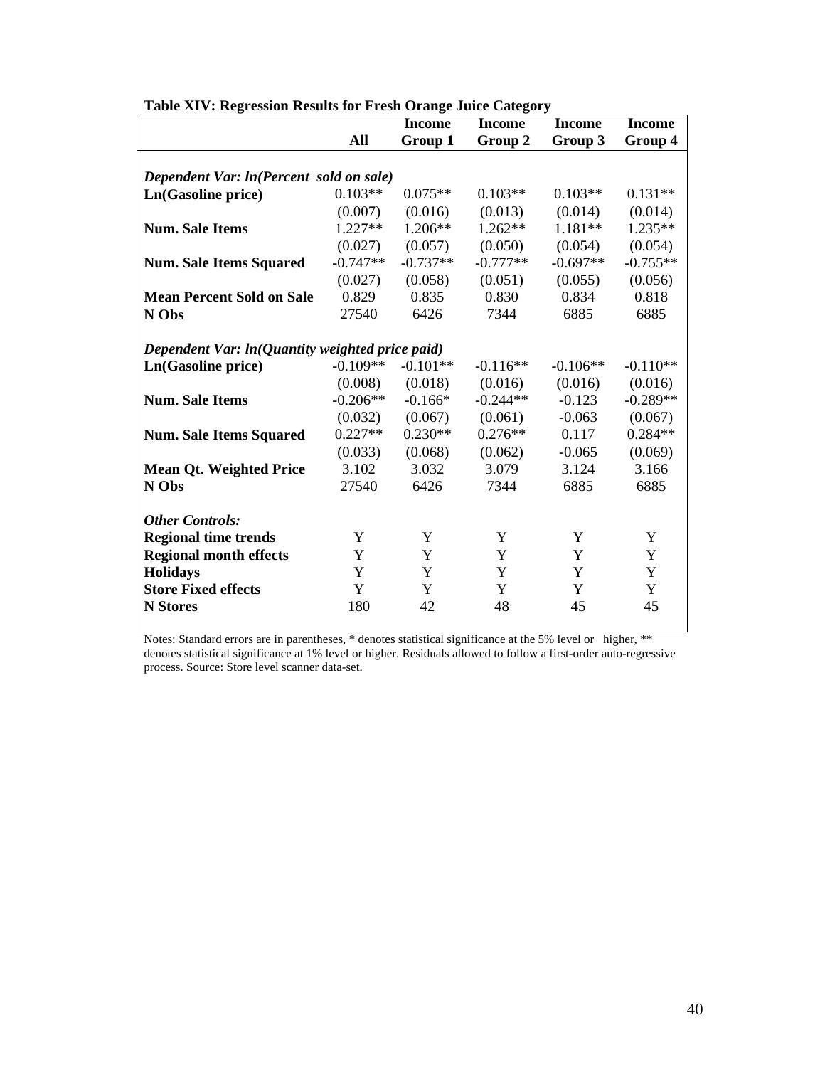**Table XIV: Regression Results for Fresh Orange Juice Category**

| | All | Income Group 1 | Income Group 2 | Income Group 3 | Income Group 4 |
|---|---|---|---|---|---|
| *Dependent Var: ln(Percent sold on sale)* | | | | | |
| **Ln(Gasoline price)** | 0.103** | 0.075** | 0.103** | 0.103** | 0.131** |
| | (0.007) | (0.016) | (0.013) | (0.014) | (0.014) |
| **Num. Sale Items** | 1.227** | 1.206** | 1.262** | 1.181** | 1.235** |
| | (0.027) | (0.057) | (0.050) | (0.054) | (0.054) |
| **Num. Sale Items Squared** | -0.747** | -0.737** | -0.777** | -0.697** | -0.755** |
| | (0.027) | (0.058) | (0.051) | (0.055) | (0.056) |
| **Mean Percent Sold on Sale** | 0.829 | 0.835 | 0.830 | 0.834 | 0.818 |
| **N Obs** | 27540 | 6426 | 7344 | 6885 | 6885 |
| *Dependent Var: ln(Quantity weighted price paid)* | | | | | |
| **Ln(Gasoline price)** | -0.109** | -0.101** | -0.116** | -0.106** | -0.110** |
| | (0.008) | (0.018) | (0.016) | (0.016) | (0.016) |
| **Num. Sale Items** | -0.206** | -0.166* | -0.244** | -0.123 | -0.289** |
| | (0.032) | (0.067) | (0.061) | -0.063 | (0.067) |
| **Num. Sale Items Squared** | 0.227** | 0.230** | 0.276** | 0.117 | 0.284** |
| | (0.033) | (0.068) | (0.062) | -0.065 | (0.069) |
| **Mean Qt. Weighted Price** | 3.102 | 3.032 | 3.079 | 3.124 | 3.166 |
| **N Obs** | 27540 | 6426 | 7344 | 6885 | 6885 |
| ***Other Controls:*** | | | | | |
| **Regional time trends** | Y | Y | Y | Y | Y |
| **Regional month effects** | Y | Y | Y | Y | Y |
| **Holidays** | Y | Y | Y | Y | Y |
| **Store Fixed effects** | Y | Y | Y | Y | Y |
| **N Stores** | 180 | 42 | 48 | 45 | 45 |

Notes: Standard errors are in parentheses, * denotes statistical significance at the 5% level or higher, ** denotes statistical significance at 1% level or higher. Residuals allowed to follow a first-order auto-regressive process. Source: Store level scanner data-set.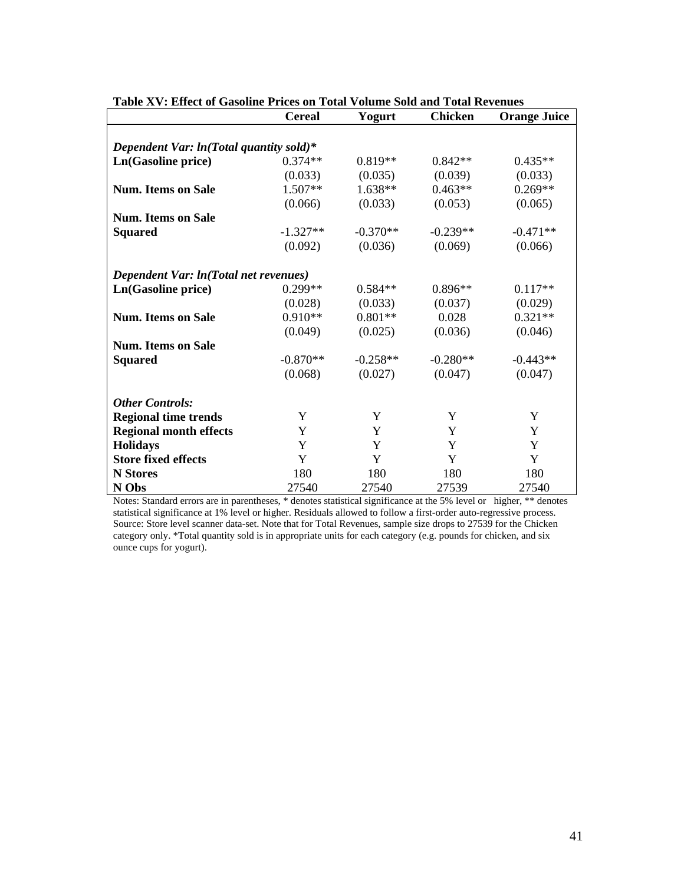**Table XV: Effect of Gasoline Prices on Total Volume Sold and Total Revenues**

| | Cereal | Yogurt | Chicken | Orange Juice |
|---|---|---|---|---|
| ***Dependent Var: ln(Total quantity sold)**** | | | | |
| **Ln(Gasoline price)** | 0.374** | 0.819** | 0.842** | 0.435** |
| | (0.033) | (0.035) | (0.039) | (0.033) |
| **Num. Items on Sale** | 1.507** | 1.638** | 0.463** | 0.269** |
| | (0.066) | (0.033) | (0.053) | (0.065) |
| **Num. Items on Sale Squared** | -1.327** | -0.370** | -0.239** | -0.471** |
| | (0.092) | (0.036) | (0.069) | (0.066) |
| ***Dependent Var: ln(Total net revenues)*** | | | | |
| **Ln(Gasoline price)** | 0.299** | 0.584** | 0.896** | 0.117** |
| | (0.028) | (0.033) | (0.037) | (0.029) |
| **Num. Items on Sale** | 0.910** | 0.801** | 0.028 | 0.321** |
| | (0.049) | (0.025) | (0.036) | (0.046) |
| **Num. Items on Sale Squared** | -0.870** | -0.258** | -0.280** | -0.443** |
| | (0.068) | (0.027) | (0.047) | (0.047) |
| ***Other Controls:*** | | | | |
| **Regional time trends** | Y | Y | Y | Y |
| **Regional month effects** | Y | Y | Y | Y |
| **Holidays** | Y | Y | Y | Y |
| **Store fixed effects** | Y | Y | Y | Y |
| **N Stores** | 180 | 180 | 180 | 180 |
| **N Obs** | 27540 | 27540 | 27539 | 27540 |

Notes: Standard errors are in parentheses, * denotes statistical significance at the 5% level or higher, ** denotes statistical significance at 1% level or higher. Residuals allowed to follow a first-order auto-regressive process. Source: Store level scanner data-set. Note that for Total Revenues, sample size drops to 27539 for the Chicken category only. *Total quantity sold is in appropriate units for each category (e.g. pounds for chicken, and six ounce cups for yogurt).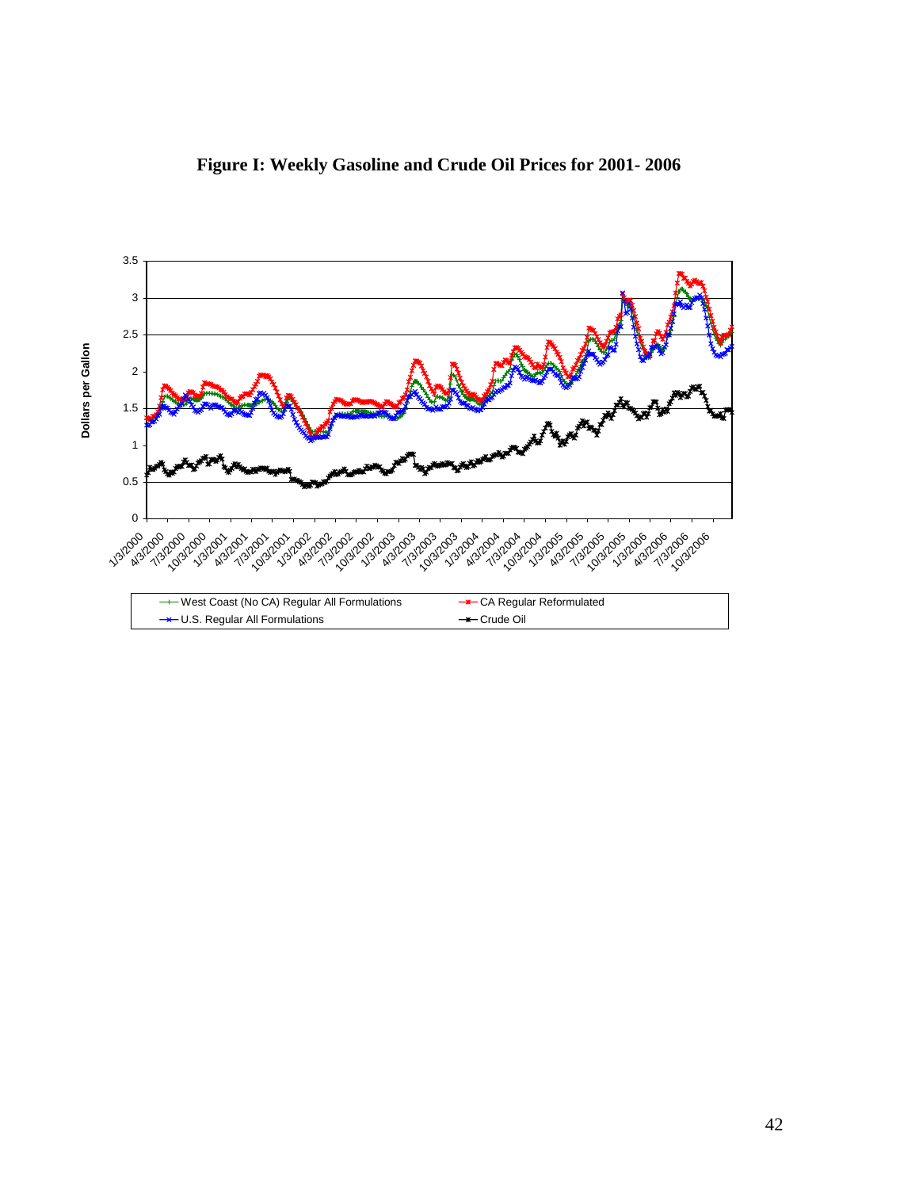**Figure I: Weekly Gasoline and Crude Oil Prices for 2001- 2006**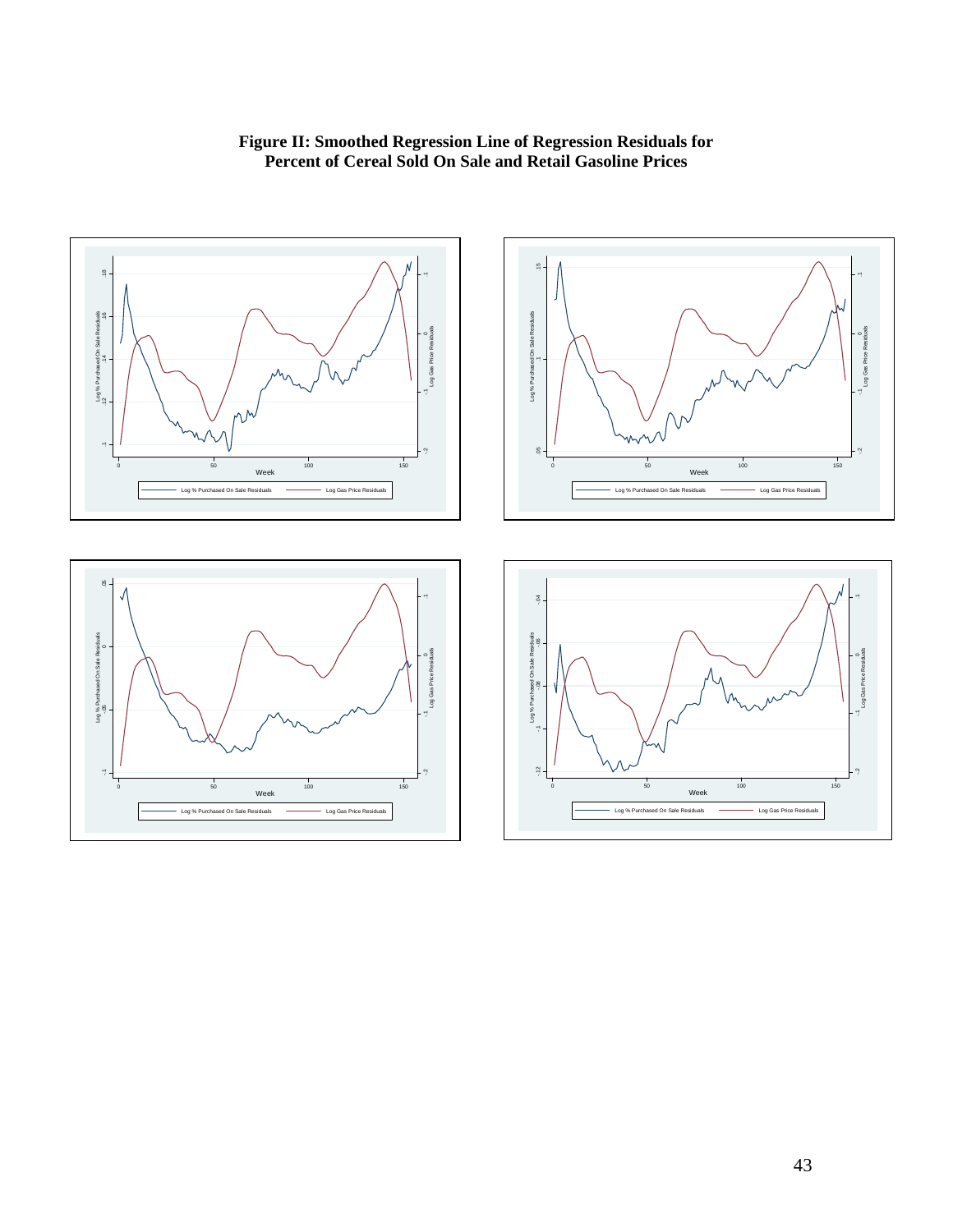**Figure II: Smoothed Regression Line of Regression Residuals for Percent of Cereal Sold On Sale and Retail Gasoline Prices**

.18
.16
.14
.12
.1
Log % Purchased On Sale Residuals
.1
0
-.1
-.2
Log Gas Price Residuals
0
50
100
150
Week
Log % Purchased On Sale Residuals
Log Gas Price Residuals

.15
.1
.05
Log % Purchased On Sale Residuals
.1
0
-.1
-.2
Log Gas Price Residuals
0
50
100
150
Week
Log % Purchased On Sale Residuals
Log Gas Price Residuals

.05
0
-.05
-.1
Log % Purchased On Sale Residuals
.1
0
-.1
-.2
Log Gas Price Residuals
0
50
100
150
Week
Log % Purchased On Sale Residuals
Log Gas Price Residuals

-.04
-.06
-.08
-.1
-.12
Log % Purchased On Sale Residuals
.1
0
-.1
-.2
Log Gas Price Residuals
0
50
100
150
Week
Log % Purchased On Sale Residuals
Log Gas Price Residuals